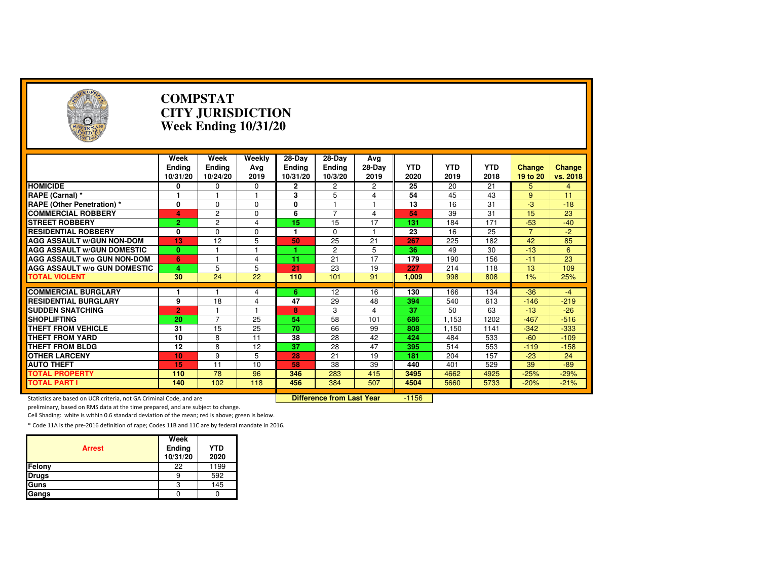# COMPSTAT
# CITY JURISDICTION
# Week Ending 10/31/20

| | Week Ending 10/31/20 | Week Ending 10/24/20 | Weekly Avg 2019 | 28-Day Ending 10/31/20 | 28-Day Ending 10/3/20 | Avg 28-Day 2019 | YTD 2020 | YTD 2019 | YTD 2018 | Change 19 to 20 | Change vs. 2018 |
|---|---|---|---|---|---|---|---|---|---|---|---|
| **HOMICIDE** | 0 | 0 | 0 | 2 | 2 | 2 | 25 | 20 | 21 | 5 | 4 |
| **RAPE (Carnal) *** | 1 | 1 | 1 | 3 | 5 | 4 | 54 | 45 | 43 | 9 | 11 |
| **RAPE (Other Penetration) *** | 0 | 0 | 0 | 0 | 1 | 1 | 13 | 16 | 31 | -3 | -18 |
| **COMMERCIAL ROBBERY** | 4 | 2 | 0 | 6 | 7 | 4 | 54 | 39 | 31 | 15 | 23 |
| **STREET ROBBERY** | 2 | 2 | 4 | 15 | 15 | 17 | 131 | 184 | 171 | -53 | -40 |
| **RESIDENTIAL ROBBERY** | 0 | 0 | 0 | 1 | 0 | 1 | 23 | 16 | 25 | 7 | -2 |
| **AGG ASSAULT w/GUN NON-DOM** | 13 | 12 | 5 | 50 | 25 | 21 | 267 | 225 | 182 | 42 | 85 |
| **AGG ASSAULT w/GUN DOMESTIC** | 0 | 1 | 1 | 1 | 2 | 5 | 36 | 49 | 30 | -13 | 6 |
| **AGG ASSAULT w/o GUN NON-DOM** | 6 | 1 | 4 | 11 | 21 | 17 | 179 | 190 | 156 | -11 | 23 |
| **AGG ASSAULT w/o GUN DOMESTIC** | 4 | 5 | 5 | 21 | 23 | 19 | 227 | 214 | 118 | 13 | 109 |
| **TOTAL VIOLENT** | 30 | 24 | 22 | 110 | 101 | 91 | 1,009 | 998 | 808 | 1% | 25% |
| **COMMERCIAL BURGLARY** | 1 | 1 | 4 | 6 | 12 | 16 | 130 | 166 | 134 | -36 | -4 |
| **RESIDENTIAL BURGLARY** | 9 | 18 | 4 | 47 | 29 | 48 | 394 | 540 | 613 | -146 | -219 |
| **SUDDEN SNATCHING** | 2 | 1 | 1 | 8 | 3 | 4 | 37 | 50 | 63 | -13 | -26 |
| **SHOPLIFTING** | 20 | 7 | 25 | 54 | 58 | 101 | 686 | 1,153 | 1202 | -467 | -516 |
| **THEFT FROM VEHICLE** | 31 | 15 | 25 | 70 | 66 | 99 | 808 | 1,150 | 1141 | -342 | -333 |
| **THEFT FROM YARD** | 10 | 8 | 11 | 38 | 28 | 42 | 424 | 484 | 533 | -60 | -109 |
| **THEFT FROM BLDG** | 12 | 8 | 12 | 37 | 28 | 47 | 395 | 514 | 553 | -119 | -158 |
| **OTHER LARCENY** | 10 | 9 | 5 | 28 | 21 | 19 | 181 | 204 | 157 | -23 | 24 |
| **AUTO THEFT** | 15 | 11 | 10 | 58 | 38 | 39 | 440 | 401 | 529 | 39 | -89 |
| **TOTAL PROPERTY** | 110 | 78 | 96 | 346 | 283 | 415 | 3495 | 4662 | 4925 | -25% | -29% |
| **TOTAL PART I** | 140 | 102 | 118 | 456 | 384 | 507 | 4504 | 5660 | 5733 | -20% | -21% |

**Difference from Last Year** -1156

Statistics are based on UCR criteria, not GA Criminal Code, and are preliminary, based on RMS data at the time prepared, and are subject to change.

Cell Shading: white is within 0.6 standard deviation of the mean; red is above; green is below.

* Code 11A is the pre-2016 definition of rape; Codes 11B and 11C are by federal mandate in 2016.

| Arrest | Week Ending 10/31/20 | YTD 2020 |
|---|---|---|
| Felony | 22 | 1199 |
| Drugs | 9 | 592 |
| Guns | 3 | 145 |
| Gangs | 0 | 0 |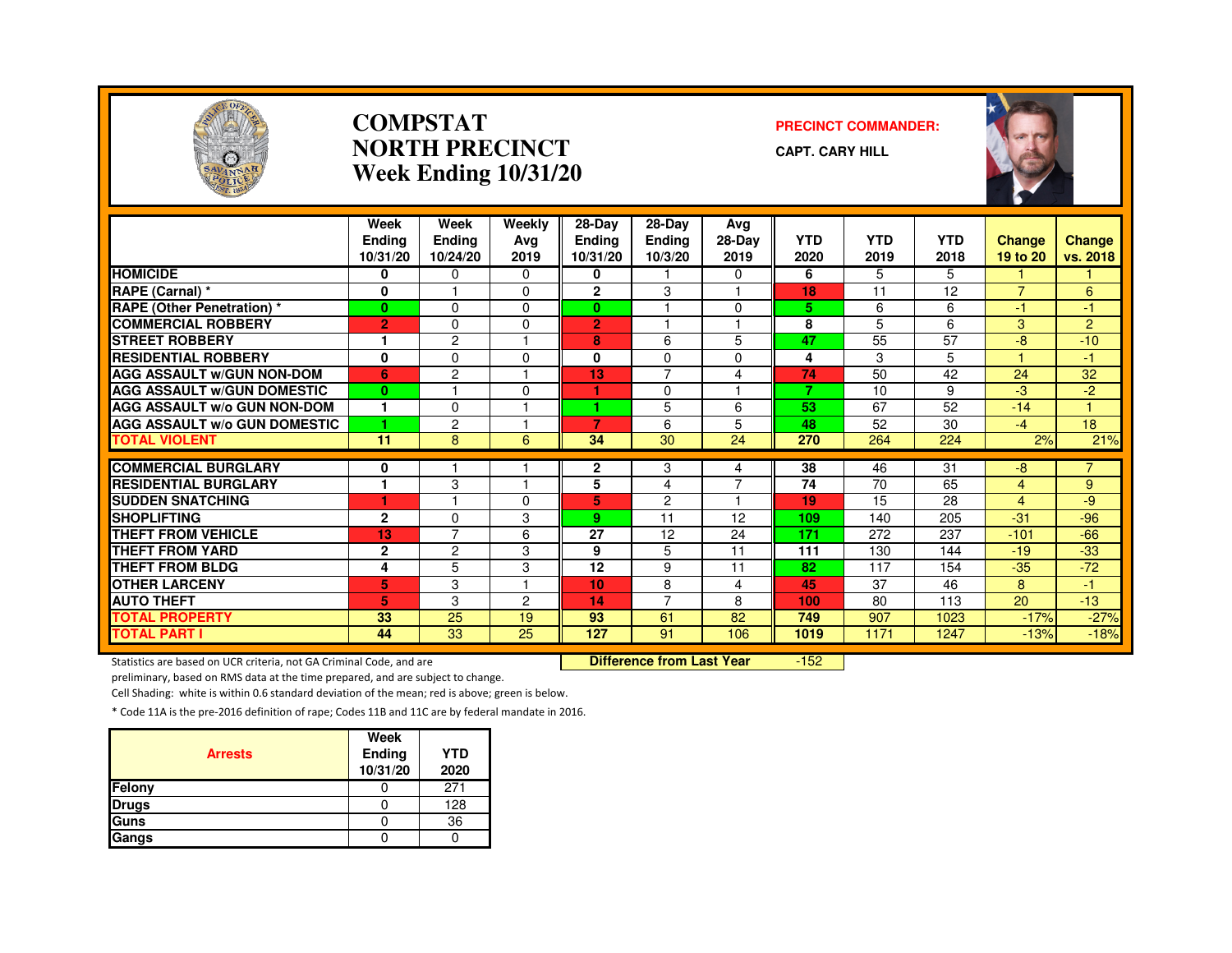# COMPSTAT
# NORTH PRECINCT
# Week Ending 10/31/20

**PRECINCT COMMANDER:**

**CAPT. CARY HILL**

| | Week Ending 10/31/20 | Week Ending 10/24/20 | Weekly Avg 2019 | 28-Day Ending 10/31/20 | 28-Day Ending 10/3/20 | Avg 28-Day 2019 | YTD 2020 | YTD 2019 | YTD 2018 | Change 19 to 20 | Change vs. 2018 |
|---|---|---|---|---|---|---|---|---|---|---|---|
| **HOMICIDE** | 0 | 0 | 0 | 0 | 1 | 0 | 6 | 5 | 5 | 1 | 1 |
| **RAPE (Carnal) *** | 0 | 1 | 0 | 2 | 3 | 1 | 18 | 11 | 12 | 7 | 6 |
| **RAPE (Other Penetration) *** | 0 | 0 | 0 | 0 | 1 | 0 | 5 | 6 | 6 | -1 | -1 |
| **COMMERCIAL ROBBERY** | 2 | 0 | 0 | 2 | 1 | 1 | 8 | 5 | 6 | 3 | 2 |
| **STREET ROBBERY** | 1 | 2 | 1 | 8 | 6 | 5 | 47 | 55 | 57 | -8 | -10 |
| **RESIDENTIAL ROBBERY** | 0 | 0 | 0 | 0 | 0 | 0 | 4 | 3 | 5 | 1 | -1 |
| **AGG ASSAULT w/GUN NON-DOM** | 6 | 2 | 1 | 13 | 7 | 4 | 74 | 50 | 42 | 24 | 32 |
| **AGG ASSAULT w/GUN DOMESTIC** | 0 | 1 | 0 | 1 | 0 | 1 | 7 | 10 | 9 | -3 | -2 |
| **AGG ASSAULT w/o GUN NON-DOM** | 1 | 0 | 1 | 1 | 5 | 6 | 53 | 67 | 52 | -14 | 1 |
| **AGG ASSAULT w/o GUN DOMESTIC** | 1 | 2 | 1 | 7 | 6 | 5 | 48 | 52 | 30 | -4 | 18 |
| **TOTAL VIOLENT** | 11 | 8 | 6 | 34 | 30 | 24 | 270 | 264 | 224 | 2% | 21% |
| **COMMERCIAL BURGLARY** | 0 | 1 | 1 | 2 | 3 | 4 | 38 | 46 | 31 | -8 | 7 |
| **RESIDENTIAL BURGLARY** | 1 | 3 | 1 | 5 | 4 | 7 | 74 | 70 | 65 | 4 | 9 |
| **SUDDEN SNATCHING** | 1 | 1 | 0 | 5 | 2 | 1 | 19 | 15 | 28 | 4 | -9 |
| **SHOPLIFTING** | 2 | 0 | 3 | 9 | 11 | 12 | 109 | 140 | 205 | -31 | -96 |
| **THEFT FROM VEHICLE** | 13 | 7 | 6 | 27 | 12 | 24 | 171 | 272 | 237 | -101 | -66 |
| **THEFT FROM YARD** | 2 | 2 | 3 | 9 | 5 | 11 | 111 | 130 | 144 | -19 | -33 |
| **THEFT FROM BLDG** | 4 | 5 | 3 | 12 | 9 | 11 | 82 | 117 | 154 | -35 | -72 |
| **OTHER LARCENY** | 5 | 3 | 1 | 10 | 8 | 4 | 45 | 37 | 46 | 8 | -1 |
| **AUTO THEFT** | 5 | 3 | 2 | 14 | 7 | 8 | 100 | 80 | 113 | 20 | -13 |
| **TOTAL PROPERTY** | 33 | 25 | 19 | 93 | 61 | 82 | 749 | 907 | 1023 | -17% | -27% |
| **TOTAL PART I** | 44 | 33 | 25 | 127 | 91 | 106 | 1019 | 1171 | 1247 | -13% | -18% |

**Difference from Last Year** -152

Statistics are based on UCR criteria, not GA Criminal Code, and are preliminary, based on RMS data at the time prepared, and are subject to change.

Cell Shading: white is within 0.6 standard deviation of the mean; red is above; green is below.

* Code 11A is the pre-2016 definition of rape; Codes 11B and 11C are by federal mandate in 2016.

| Arrests | Week Ending 10/31/20 | YTD 2020 |
|---|---|---|
| Felony | 0 | 271 |
| Drugs | 0 | 128 |
| Guns | 0 | 36 |
| Gangs | 0 | 0 |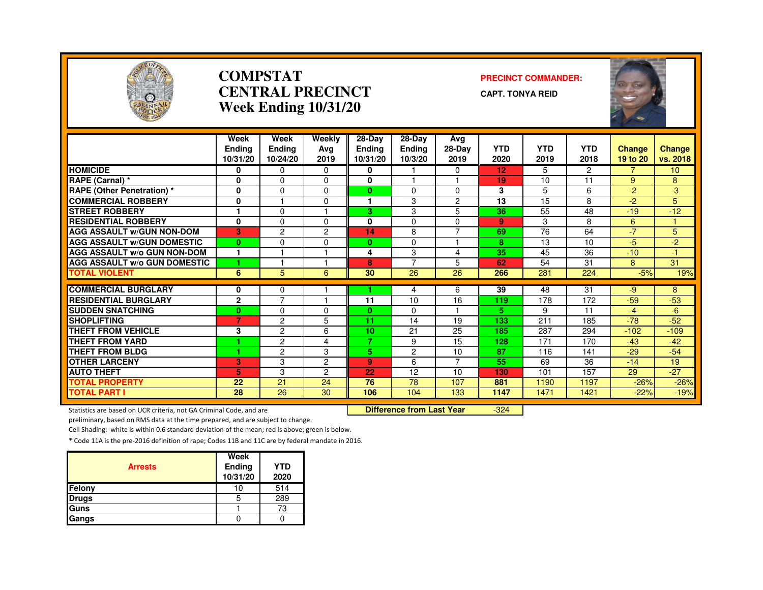# COMPSTAT
# CENTRAL PRECINCT
# Week Ending 10/31/20

**PRECINCT COMMANDER:**

**CAPT. TONYA REID**

| | Week Ending 10/31/20 | Week Ending 10/24/20 | Weekly Avg 2019 | 28-Day Ending 10/31/20 | 28-Day Ending 10/3/20 | Avg 28-Day 2019 | YTD 2020 | YTD 2019 | YTD 2018 | Change 19 to 20 | Change vs. 2018 |
|---|---|---|---|---|---|---|---|---|---|---|---|
| HOMICIDE | 0 | 0 | 0 | 0 | 1 | 0 | 12 | 5 | 2 | 7 | 10 |
| RAPE (Carnal) * | 0 | 0 | 0 | 0 | 1 | 1 | 19 | 10 | 11 | 9 | 8 |
| RAPE (Other Penetration) * | 0 | 0 | 0 | 0 | 0 | 0 | 3 | 5 | 6 | -2 | -3 |
| COMMERCIAL ROBBERY | 0 | 1 | 0 | 1 | 3 | 2 | 13 | 15 | 8 | -2 | 5 |
| STREET ROBBERY | 1 | 0 | 1 | 3 | 3 | 5 | 36 | 55 | 48 | -19 | -12 |
| RESIDENTIAL ROBBERY | 0 | 0 | 0 | 0 | 0 | 0 | 9 | 3 | 8 | 6 | 1 |
| AGG ASSAULT w/GUN NON-DOM | 3 | 2 | 2 | 14 | 8 | 7 | 69 | 76 | 64 | -7 | 5 |
| AGG ASSAULT w/GUN DOMESTIC | 0 | 0 | 0 | 0 | 0 | 1 | 8 | 13 | 10 | -5 | -2 |
| AGG ASSAULT w/o GUN NON-DOM | 1 | 1 | 1 | 4 | 3 | 4 | 35 | 45 | 36 | -10 | -1 |
| AGG ASSAULT w/o GUN DOMESTIC | 1 | 1 | 1 | 8 | 7 | 5 | 62 | 54 | 31 | 8 | 31 |
| TOTAL VIOLENT | 6 | 5 | 6 | 30 | 26 | 26 | 266 | 281 | 224 | -5% | 19% |
| COMMERCIAL BURGLARY | 0 | 0 | 1 | 1 | 4 | 6 | 39 | 48 | 31 | -9 | 8 |
| RESIDENTIAL BURGLARY | 2 | 7 | 1 | 11 | 10 | 16 | 119 | 178 | 172 | -59 | -53 |
| SUDDEN SNATCHING | 0 | 0 | 0 | 0 | 0 | 1 | 5 | 9 | 11 | -4 | -6 |
| SHOPLIFTING | 7 | 2 | 5 | 11 | 14 | 19 | 133 | 211 | 185 | -78 | -52 |
| THEFT FROM VEHICLE | 3 | 2 | 6 | 10 | 21 | 25 | 185 | 287 | 294 | -102 | -109 |
| THEFT FROM YARD | 1 | 2 | 4 | 7 | 9 | 15 | 128 | 171 | 170 | -43 | -42 |
| THEFT FROM BLDG | 1 | 2 | 3 | 5 | 2 | 10 | 87 | 116 | 141 | -29 | -54 |
| OTHER LARCENY | 3 | 3 | 2 | 9 | 6 | 7 | 55 | 69 | 36 | -14 | 19 |
| AUTO THEFT | 5 | 3 | 2 | 22 | 12 | 10 | 130 | 101 | 157 | 29 | -27 |
| TOTAL PROPERTY | 22 | 21 | 24 | 76 | 78 | 107 | 881 | 1190 | 1197 | -26% | -26% |
| TOTAL PART I | 28 | 26 | 30 | 106 | 104 | 133 | 1147 | 1471 | 1421 | -22% | -19% |

**Difference from Last Year** -324

Statistics are based on UCR criteria, not GA Criminal Code, and are preliminary, based on RMS data at the time prepared, and are subject to change.

Cell Shading: white is within 0.6 standard deviation of the mean; red is above; green is below.

* Code 11A is the pre-2016 definition of rape; Codes 11B and 11C are by federal mandate in 2016.

| Arrests | Week Ending 10/31/20 | YTD 2020 |
|---|---|---|
| Felony | 10 | 514 |
| Drugs | 5 | 289 |
| Guns | 1 | 73 |
| Gangs | 0 | 0 |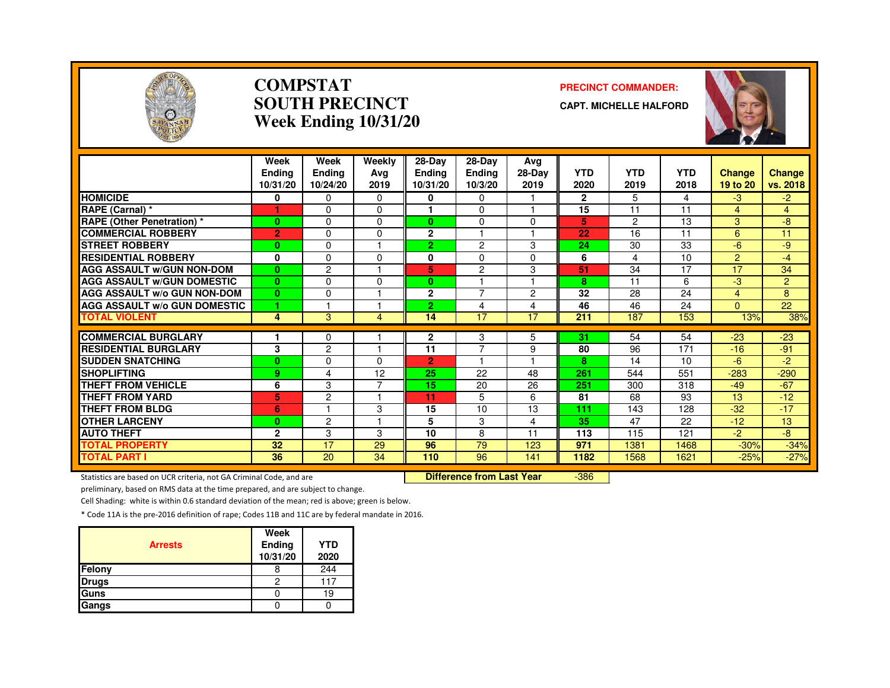# COMPSTAT
# SOUTH PRECINCT
# Week Ending 10/31/20

**PRECINCT COMMANDER:**

**CAPT. MICHELLE HALFORD**

| | Week Ending 10/31/20 | Week Ending 10/24/20 | Weekly Avg 2019 | 28-Day Ending 10/31/20 | 28-Day Ending 10/3/20 | Avg 28-Day 2019 | YTD 2020 | YTD 2019 | YTD 2018 | Change 19 to 20 | Change vs. 2018 |
|---|---|---|---|---|---|---|---|---|---|---|---|
| HOMICIDE | 0 | 0 | 0 | 0 | 0 | 1 | 2 | 5 | 4 | -3 | -2 |
| RAPE (Carnal) * | 1 | 0 | 0 | 1 | 0 | 1 | 15 | 11 | 11 | 4 | 4 |
| RAPE (Other Penetration) * | 0 | 0 | 0 | 0 | 0 | 0 | 5 | 2 | 13 | 3 | -8 |
| COMMERCIAL ROBBERY | 2 | 0 | 0 | 2 | 1 | 1 | 22 | 16 | 11 | 6 | 11 |
| STREET ROBBERY | 0 | 0 | 1 | 2 | 2 | 3 | 24 | 30 | 33 | -6 | -9 |
| RESIDENTIAL ROBBERY | 0 | 0 | 0 | 0 | 0 | 0 | 6 | 4 | 10 | 2 | -4 |
| AGG ASSAULT w/GUN NON-DOM | 0 | 2 | 1 | 5 | 2 | 3 | 51 | 34 | 17 | 17 | 34 |
| AGG ASSAULT w/GUN DOMESTIC | 0 | 0 | 0 | 0 | 1 | 1 | 8 | 11 | 6 | -3 | 2 |
| AGG ASSAULT w/o GUN NON-DOM | 0 | 0 | 1 | 2 | 7 | 2 | 32 | 28 | 24 | 4 | 8 |
| AGG ASSAULT w/o GUN DOMESTIC | 1 | 1 | 1 | 2 | 4 | 4 | 46 | 46 | 24 | 0 | 22 |
| TOTAL VIOLENT | 4 | 3 | 4 | 14 | 17 | 17 | 211 | 187 | 153 | 13% | 38% |
| COMMERCIAL BURGLARY | 1 | 0 | 1 | 2 | 3 | 5 | 31 | 54 | 54 | -23 | -23 |
| RESIDENTIAL BURGLARY | 3 | 2 | 1 | 11 | 7 | 9 | 80 | 96 | 171 | -16 | -91 |
| SUDDEN SNATCHING | 0 | 0 | 0 | 2 | 1 | 1 | 8 | 14 | 10 | -6 | -2 |
| SHOPLIFTING | 9 | 4 | 12 | 25 | 22 | 48 | 261 | 544 | 551 | -283 | -290 |
| THEFT FROM VEHICLE | 6 | 3 | 7 | 15 | 20 | 26 | 251 | 300 | 318 | -49 | -67 |
| THEFT FROM YARD | 5 | 2 | 1 | 11 | 5 | 6 | 81 | 68 | 93 | 13 | -12 |
| THEFT FROM BLDG | 6 | 1 | 3 | 15 | 10 | 13 | 111 | 143 | 128 | -32 | -17 |
| OTHER LARCENY | 0 | 2 | 1 | 5 | 3 | 4 | 35 | 47 | 22 | -12 | 13 |
| AUTO THEFT | 2 | 3 | 3 | 10 | 8 | 11 | 113 | 115 | 121 | -2 | -8 |
| TOTAL PROPERTY | 32 | 17 | 29 | 96 | 79 | 123 | 971 | 1381 | 1468 | -30% | -34% |
| TOTAL PART I | 36 | 20 | 34 | 110 | 96 | 141 | 1182 | 1568 | 1621 | -25% | -27% |

**Difference from Last Year** -386

Statistics are based on UCR criteria, not GA Criminal Code, and are preliminary, based on RMS data at the time prepared, and are subject to change.

Cell Shading: white is within 0.6 standard deviation of the mean; red is above; green is below.

* Code 11A is the pre-2016 definition of rape; Codes 11B and 11C are by federal mandate in 2016.

| Arrests | Week Ending 10/31/20 | YTD 2020 |
|---|---|---|
| Felony | 8 | 244 |
| Drugs | 2 | 117 |
| Guns | 0 | 19 |
| Gangs | 0 | 0 |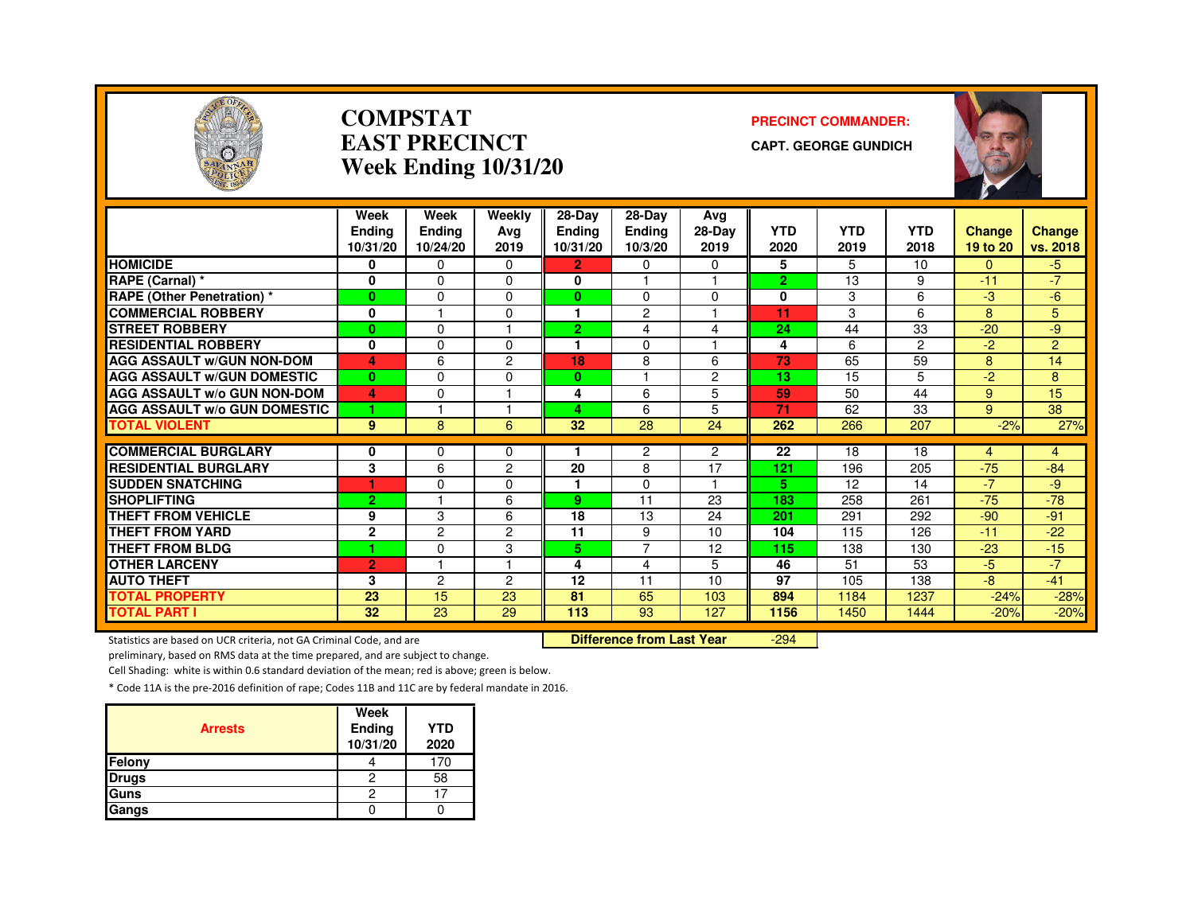# COMPSTAT
# EAST PRECINCT
## Week Ending 10/31/20

**PRECINCT COMMANDER:**
**CAPT. GEORGE GUNDICH**

| | Week Ending 10/31/20 | Week Ending 10/24/20 | Weekly Avg 2019 | 28-Day Ending 10/31/20 | 28-Day Ending 10/3/20 | Avg 28-Day 2019 | YTD 2020 | YTD 2019 | YTD 2018 | Change 19 to 20 | Change vs. 2018 |
|---|---|---|---|---|---|---|---|---|---|---|---|
| HOMICIDE | 0 | 0 | 0 | 2 | 0 | 0 | 5 | 5 | 10 | 0 | -5 |
| RAPE (Carnal) * | 0 | 0 | 0 | 0 | 1 | 1 | 2 | 13 | 9 | -11 | -7 |
| RAPE (Other Penetration) * | 0 | 0 | 0 | 0 | 0 | 0 | 0 | 3 | 6 | -3 | -6 |
| COMMERCIAL ROBBERY | 0 | 1 | 0 | 1 | 2 | 1 | 11 | 3 | 6 | 8 | 5 |
| STREET ROBBERY | 0 | 0 | 1 | 2 | 4 | 4 | 24 | 44 | 33 | -20 | -9 |
| RESIDENTIAL ROBBERY | 0 | 0 | 0 | 1 | 0 | 1 | 4 | 6 | 2 | -2 | 2 |
| AGG ASSAULT w/GUN NON-DOM | 4 | 6 | 2 | 18 | 8 | 6 | 73 | 65 | 59 | 8 | 14 |
| AGG ASSAULT w/GUN DOMESTIC | 0 | 0 | 0 | 0 | 1 | 2 | 13 | 15 | 5 | -2 | 8 |
| AGG ASSAULT w/o GUN NON-DOM | 4 | 0 | 1 | 4 | 6 | 5 | 59 | 50 | 44 | 9 | 15 |
| AGG ASSAULT w/o GUN DOMESTIC | 1 | 1 | 1 | 4 | 6 | 5 | 71 | 62 | 33 | 9 | 38 |
| TOTAL VIOLENT | 9 | 8 | 6 | 32 | 28 | 24 | 262 | 266 | 207 | -2% | 27% |
| COMMERCIAL BURGLARY | 0 | 0 | 0 | 1 | 2 | 2 | 22 | 18 | 18 | 4 | 4 |
| RESIDENTIAL BURGLARY | 3 | 6 | 2 | 20 | 8 | 17 | 121 | 196 | 205 | -75 | -84 |
| SUDDEN SNATCHING | 1 | 0 | 0 | 1 | 0 | 1 | 5 | 12 | 14 | -7 | -9 |
| SHOPLIFTING | 2 | 1 | 6 | 9 | 11 | 23 | 183 | 258 | 261 | -75 | -78 |
| THEFT FROM VEHICLE | 9 | 3 | 6 | 18 | 13 | 24 | 201 | 291 | 292 | -90 | -91 |
| THEFT FROM YARD | 2 | 2 | 2 | 11 | 9 | 10 | 104 | 115 | 126 | -11 | -22 |
| THEFT FROM BLDG | 1 | 0 | 3 | 5 | 7 | 12 | 115 | 138 | 130 | -23 | -15 |
| OTHER LARCENY | 2 | 1 | 1 | 4 | 4 | 5 | 46 | 51 | 53 | -5 | -7 |
| AUTO THEFT | 3 | 2 | 2 | 12 | 11 | 10 | 97 | 105 | 138 | -8 | -41 |
| TOTAL PROPERTY | 23 | 15 | 23 | 81 | 65 | 103 | 894 | 1184 | 1237 | -24% | -28% |
| TOTAL PART I | 32 | 23 | 29 | 113 | 93 | 127 | 1156 | 1450 | 1444 | -20% | -20% |

**Difference from Last Year** -294

Statistics are based on UCR criteria, not GA Criminal Code, and are preliminary, based on RMS data at the time prepared, and are subject to change.

Cell Shading: white is within 0.6 standard deviation of the mean; red is above; green is below.

* Code 11A is the pre-2016 definition of rape; Codes 11B and 11C are by federal mandate in 2016.

| Arrests | Week Ending 10/31/20 | YTD 2020 |
|---|---|---|
| Felony | 4 | 170 |
| Drugs | 2 | 58 |
| Guns | 2 | 17 |
| Gangs | 0 | 0 |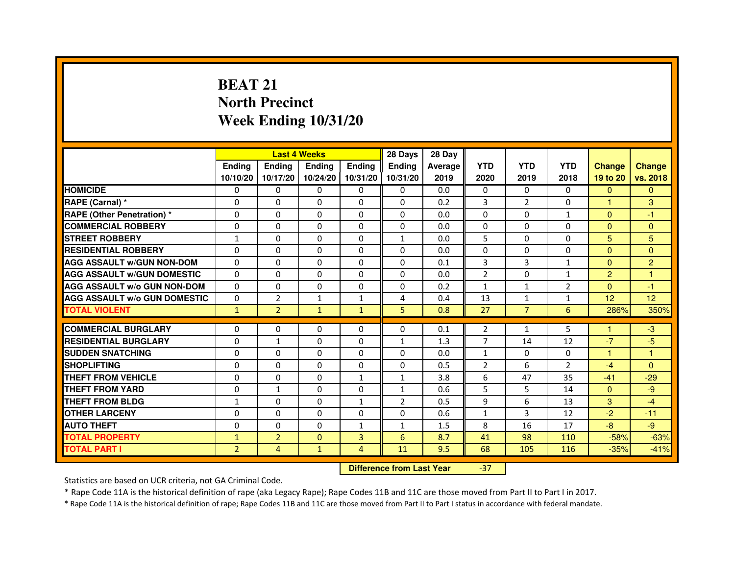# BEAT 21
## North Precinct
## Week Ending 10/31/20

| | Last 4 Weeks | | | | 28 Days | 28 Day | | | | | |
|---|---|---|---|---|---|---|---|---|---|---|---|
| | Ending 10/10/20 | Ending 10/17/20 | Ending 10/24/20 | Ending 10/31/20 | Ending 10/31/20 | Average 2019 | YTD 2020 | YTD 2019 | YTD 2018 | Change 19 to 20 | Change vs. 2018 |
| HOMICIDE | 0 | 0 | 0 | 0 | 0 | 0.0 | 0 | 0 | 0 | 0 | 0 |
| RAPE (Carnal) * | 0 | 0 | 0 | 0 | 0 | 0.2 | 3 | 2 | 0 | 1 | 3 |
| RAPE (Other Penetration) * | 0 | 0 | 0 | 0 | 0 | 0.0 | 0 | 0 | 1 | 0 | -1 |
| COMMERCIAL ROBBERY | 0 | 0 | 0 | 0 | 0 | 0.0 | 0 | 0 | 0 | 0 | 0 |
| STREET ROBBERY | 1 | 0 | 0 | 0 | 1 | 0.0 | 5 | 0 | 0 | 5 | 5 |
| RESIDENTIAL ROBBERY | 0 | 0 | 0 | 0 | 0 | 0.0 | 0 | 0 | 0 | 0 | 0 |
| AGG ASSAULT w/GUN NON-DOM | 0 | 0 | 0 | 0 | 0 | 0.1 | 3 | 3 | 1 | 0 | 2 |
| AGG ASSAULT w/GUN DOMESTIC | 0 | 0 | 0 | 0 | 0 | 0.0 | 2 | 0 | 1 | 2 | 1 |
| AGG ASSAULT w/o GUN NON-DOM | 0 | 0 | 0 | 0 | 0 | 0.2 | 1 | 1 | 2 | 0 | -1 |
| AGG ASSAULT w/o GUN DOMESTIC | 0 | 2 | 1 | 1 | 4 | 0.4 | 13 | 1 | 1 | 12 | 12 |
| TOTAL VIOLENT | 1 | 2 | 1 | 1 | 5 | 0.8 | 27 | 7 | 6 | 286% | 350% |
| COMMERCIAL BURGLARY | 0 | 0 | 0 | 0 | 0 | 0.1 | 2 | 1 | 5 | 1 | -3 |
| RESIDENTIAL BURGLARY | 0 | 1 | 0 | 0 | 1 | 1.3 | 7 | 14 | 12 | -7 | -5 |
| SUDDEN SNATCHING | 0 | 0 | 0 | 0 | 0 | 0.0 | 1 | 0 | 0 | 1 | 1 |
| SHOPLIFTING | 0 | 0 | 0 | 0 | 0 | 0.5 | 2 | 6 | 2 | -4 | 0 |
| THEFT FROM VEHICLE | 0 | 0 | 0 | 1 | 1 | 3.8 | 6 | 47 | 35 | -41 | -29 |
| THEFT FROM YARD | 0 | 1 | 0 | 0 | 1 | 0.6 | 5 | 5 | 14 | 0 | -9 |
| THEFT FROM BLDG | 1 | 0 | 0 | 1 | 2 | 0.5 | 9 | 6 | 13 | 3 | -4 |
| OTHER LARCENY | 0 | 0 | 0 | 0 | 0 | 0.6 | 1 | 3 | 12 | -2 | -11 |
| AUTO THEFT | 0 | 0 | 0 | 1 | 1 | 1.5 | 8 | 16 | 17 | -8 | -9 |
| TOTAL PROPERTY | 1 | 2 | 0 | 3 | 6 | 8.7 | 41 | 98 | 110 | -58% | -63% |
| TOTAL PART I | 2 | 4 | 1 | 4 | 11 | 9.5 | 68 | 105 | 116 | -35% | -41% |

**Difference from Last Year** -37

Statistics are based on UCR criteria, not GA Criminal Code.

* Rape Code 11A is the historical definition of rape (aka Legacy Rape); Rape Codes 11B and 11C are those moved from Part II to Part I in 2017.

* Rape Code 11A is the historical definition of rape; Rape Codes 11B and 11C are those moved from Part II to Part I status in accordance with federal mandate.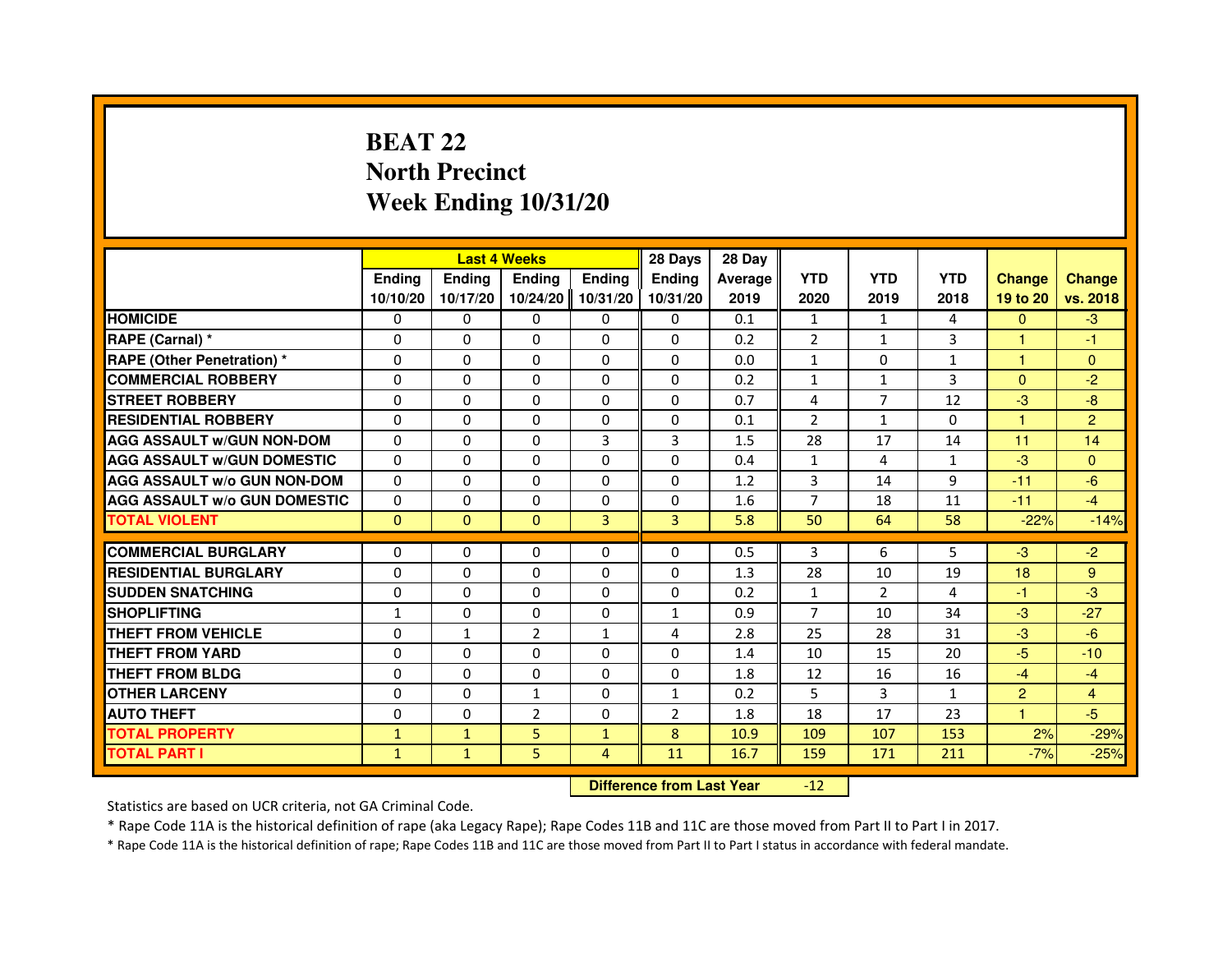# BEAT 22
## North Precinct
## Week Ending 10/31/20

| | Last 4 Weeks | | | | 28 Days | 28 Day | | | | | |
|---|---|---|---|---|---|---|---|---|---|---|---|
| | Ending 10/10/20 | Ending 10/17/20 | Ending 10/24/20 | Ending 10/31/20 | Ending 10/31/20 | Average 2019 | YTD 2020 | YTD 2019 | YTD 2018 | Change 19 to 20 | Change vs. 2018 |
| HOMICIDE | 0 | 0 | 0 | 0 | 0 | 0.1 | 1 | 1 | 4 | 0 | -3 |
| RAPE (Carnal) * | 0 | 0 | 0 | 0 | 0 | 0.2 | 2 | 1 | 3 | 1 | -1 |
| RAPE (Other Penetration) * | 0 | 0 | 0 | 0 | 0 | 0.0 | 1 | 0 | 1 | 1 | 0 |
| COMMERCIAL ROBBERY | 0 | 0 | 0 | 0 | 0 | 0.2 | 1 | 1 | 3 | 0 | -2 |
| STREET ROBBERY | 0 | 0 | 0 | 0 | 0 | 0.7 | 4 | 7 | 12 | -3 | -8 |
| RESIDENTIAL ROBBERY | 0 | 0 | 0 | 0 | 0 | 0.1 | 2 | 1 | 0 | 1 | 2 |
| AGG ASSAULT w/GUN NON-DOM | 0 | 0 | 0 | 3 | 3 | 1.5 | 28 | 17 | 14 | 11 | 14 |
| AGG ASSAULT w/GUN DOMESTIC | 0 | 0 | 0 | 0 | 0 | 0.4 | 1 | 4 | 1 | -3 | 0 |
| AGG ASSAULT w/o GUN NON-DOM | 0 | 0 | 0 | 0 | 0 | 1.2 | 3 | 14 | 9 | -11 | -6 |
| AGG ASSAULT w/o GUN DOMESTIC | 0 | 0 | 0 | 0 | 0 | 1.6 | 7 | 18 | 11 | -11 | -4 |
| TOTAL VIOLENT | 0 | 0 | 0 | 3 | 3 | 5.8 | 50 | 64 | 58 | -22% | -14% |
| COMMERCIAL BURGLARY | 0 | 0 | 0 | 0 | 0 | 0.5 | 3 | 6 | 5 | -3 | -2 |
| RESIDENTIAL BURGLARY | 0 | 0 | 0 | 0 | 0 | 1.3 | 28 | 10 | 19 | 18 | 9 |
| SUDDEN SNATCHING | 0 | 0 | 0 | 0 | 0 | 0.2 | 1 | 2 | 4 | -1 | -3 |
| SHOPLIFTING | 1 | 0 | 0 | 0 | 1 | 0.9 | 7 | 10 | 34 | -3 | -27 |
| THEFT FROM VEHICLE | 0 | 1 | 2 | 1 | 4 | 2.8 | 25 | 28 | 31 | -3 | -6 |
| THEFT FROM YARD | 0 | 0 | 0 | 0 | 0 | 1.4 | 10 | 15 | 20 | -5 | -10 |
| THEFT FROM BLDG | 0 | 0 | 0 | 0 | 0 | 1.8 | 12 | 16 | 16 | -4 | -4 |
| OTHER LARCENY | 0 | 0 | 1 | 0 | 1 | 0.2 | 5 | 3 | 1 | 2 | 4 |
| AUTO THEFT | 0 | 0 | 2 | 0 | 2 | 1.8 | 18 | 17 | 23 | 1 | -5 |
| TOTAL PROPERTY | 1 | 1 | 5 | 1 | 8 | 10.9 | 109 | 107 | 153 | 2% | -29% |
| TOTAL PART I | 1 | 1 | 5 | 4 | 11 | 16.7 | 159 | 171 | 211 | -7% | -25% |

**Difference from Last Year** -12

Statistics are based on UCR criteria, not GA Criminal Code.

* Rape Code 11A is the historical definition of rape (aka Legacy Rape); Rape Codes 11B and 11C are those moved from Part II to Part I in 2017.

* Rape Code 11A is the historical definition of rape; Rape Codes 11B and 11C are those moved from Part II to Part I status in accordance with federal mandate.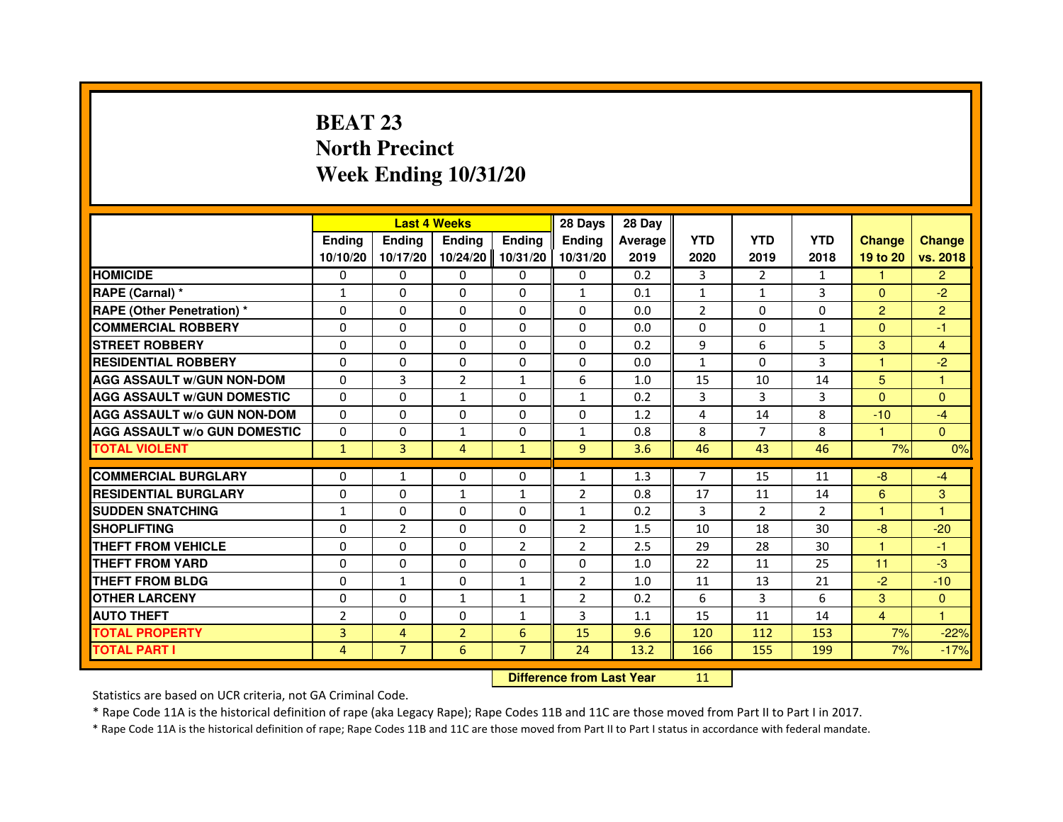# BEAT 23
# North Precinct
# Week Ending 10/31/20

| | Last 4 Weeks | | | | 28 Days | 28 Day | | | | | |
|---|---|---|---|---|---|---|---|---|---|---|---|
| | Ending 10/10/20 | Ending 10/17/20 | Ending 10/24/20 | Ending 10/31/20 | Ending 10/31/20 | Average 2019 | YTD 2020 | YTD 2019 | YTD 2018 | Change 19 to 20 | Change vs. 2018 |
| HOMICIDE | 0 | 0 | 0 | 0 | 0 | 0.2 | 3 | 2 | 1 | 1 | 2 |
| RAPE (Carnal) * | 1 | 0 | 0 | 0 | 1 | 0.1 | 1 | 1 | 3 | 0 | -2 |
| RAPE (Other Penetration) * | 0 | 0 | 0 | 0 | 0 | 0.0 | 2 | 0 | 0 | 2 | 2 |
| COMMERCIAL ROBBERY | 0 | 0 | 0 | 0 | 0 | 0.0 | 0 | 0 | 1 | 0 | -1 |
| STREET ROBBERY | 0 | 0 | 0 | 0 | 0 | 0.2 | 9 | 6 | 5 | 3 | 4 |
| RESIDENTIAL ROBBERY | 0 | 0 | 0 | 0 | 0 | 0.0 | 1 | 0 | 3 | 1 | -2 |
| AGG ASSAULT w/GUN NON-DOM | 0 | 3 | 2 | 1 | 6 | 1.0 | 15 | 10 | 14 | 5 | 1 |
| AGG ASSAULT w/GUN DOMESTIC | 0 | 0 | 1 | 0 | 1 | 0.2 | 3 | 3 | 3 | 0 | 0 |
| AGG ASSAULT w/o GUN NON-DOM | 0 | 0 | 0 | 0 | 0 | 1.2 | 4 | 14 | 8 | -10 | -4 |
| AGG ASSAULT w/o GUN DOMESTIC | 0 | 0 | 1 | 0 | 1 | 0.8 | 8 | 7 | 8 | 1 | 0 |
| TOTAL VIOLENT | 1 | 3 | 4 | 1 | 9 | 3.6 | 46 | 43 | 46 | 7% | 0% |
| COMMERCIAL BURGLARY | 0 | 1 | 0 | 0 | 1 | 1.3 | 7 | 15 | 11 | -8 | -4 |
| RESIDENTIAL BURGLARY | 0 | 0 | 1 | 1 | 2 | 0.8 | 17 | 11 | 14 | 6 | 3 |
| SUDDEN SNATCHING | 1 | 0 | 0 | 0 | 1 | 0.2 | 3 | 2 | 2 | 1 | 1 |
| SHOPLIFTING | 0 | 2 | 0 | 0 | 2 | 1.5 | 10 | 18 | 30 | -8 | -20 |
| THEFT FROM VEHICLE | 0 | 0 | 0 | 2 | 2 | 2.5 | 29 | 28 | 30 | 1 | -1 |
| THEFT FROM YARD | 0 | 0 | 0 | 0 | 0 | 1.0 | 22 | 11 | 25 | 11 | -3 |
| THEFT FROM BLDG | 0 | 1 | 0 | 1 | 2 | 1.0 | 11 | 13 | 21 | -2 | -10 |
| OTHER LARCENY | 0 | 0 | 1 | 1 | 2 | 0.2 | 6 | 3 | 6 | 3 | 0 |
| AUTO THEFT | 2 | 0 | 0 | 1 | 3 | 1.1 | 15 | 11 | 14 | 4 | 1 |
| TOTAL PROPERTY | 3 | 4 | 2 | 6 | 15 | 9.6 | 120 | 112 | 153 | 7% | -22% |
| TOTAL PART I | 4 | 7 | 6 | 7 | 24 | 13.2 | 166 | 155 | 199 | 7% | -17% |

**Difference from Last Year** 11

Statistics are based on UCR criteria, not GA Criminal Code.

* Rape Code 11A is the historical definition of rape (aka Legacy Rape); Rape Codes 11B and 11C are those moved from Part II to Part I in 2017.

* Rape Code 11A is the historical definition of rape; Rape Codes 11B and 11C are those moved from Part II to Part I status in accordance with federal mandate.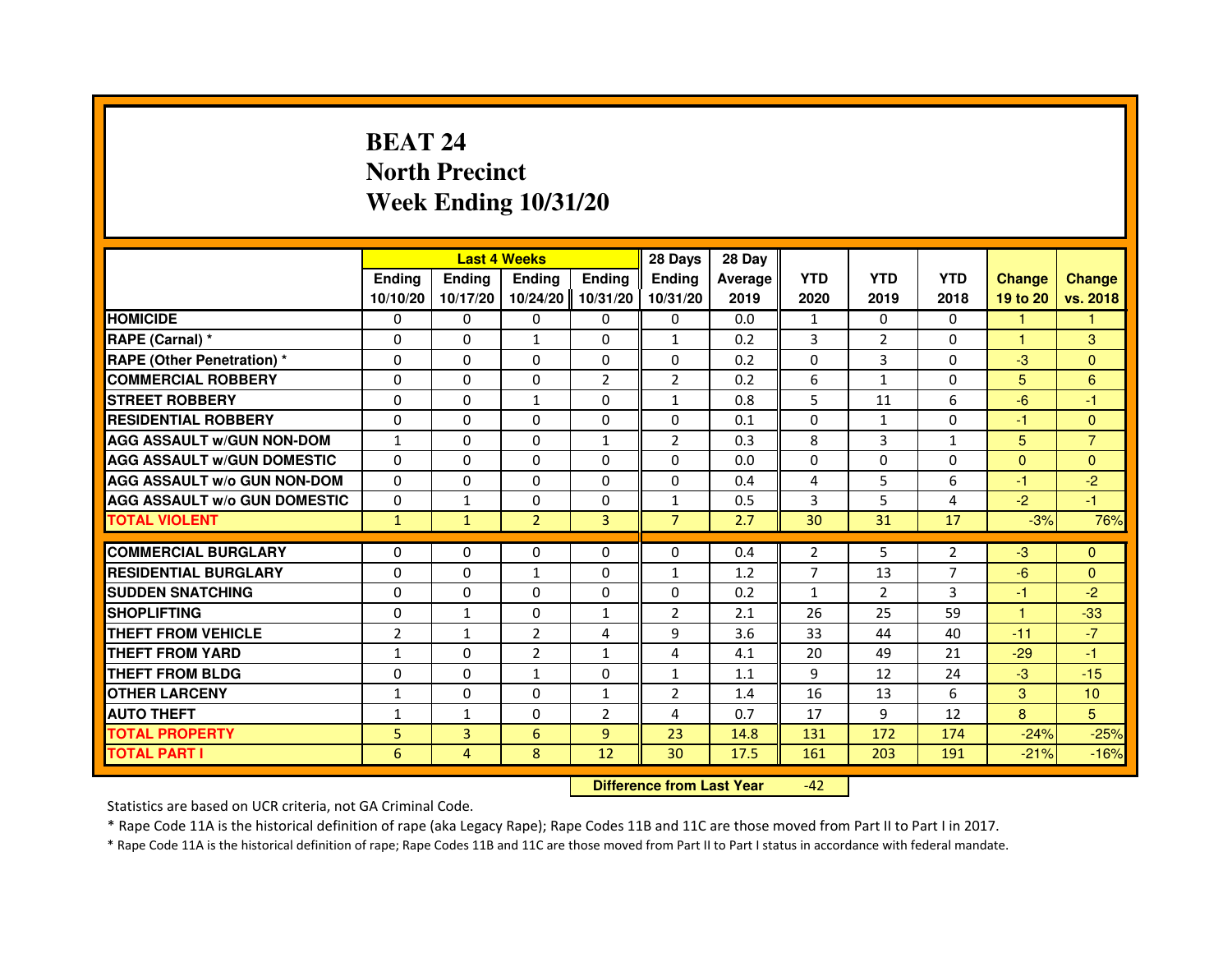# BEAT 24
## North Precinct
## Week Ending 10/31/20

| | Last 4 Weeks | | | | 28 Days | 28 Day | | | | | |
|---|---|---|---|---|---|---|---|---|---|---|---|
| | Ending 10/10/20 | Ending 10/17/20 | Ending 10/24/20 | Ending 10/31/20 | Ending 10/31/20 | Average 2019 | YTD 2020 | YTD 2019 | YTD 2018 | Change 19 to 20 | Change vs. 2018 |
| HOMICIDE | 0 | 0 | 0 | 0 | 0 | 0.0 | 1 | 0 | 0 | 1 | 1 |
| RAPE (Carnal) * | 0 | 0 | 1 | 0 | 1 | 0.2 | 3 | 2 | 0 | 1 | 3 |
| RAPE (Other Penetration) * | 0 | 0 | 0 | 0 | 0 | 0.2 | 0 | 3 | 0 | -3 | 0 |
| COMMERCIAL ROBBERY | 0 | 0 | 0 | 2 | 2 | 0.2 | 6 | 1 | 0 | 5 | 6 |
| STREET ROBBERY | 0 | 0 | 1 | 0 | 1 | 0.8 | 5 | 11 | 6 | -6 | -1 |
| RESIDENTIAL ROBBERY | 0 | 0 | 0 | 0 | 0 | 0.1 | 0 | 1 | 0 | -1 | 0 |
| AGG ASSAULT w/GUN NON-DOM | 1 | 0 | 0 | 1 | 2 | 0.3 | 8 | 3 | 1 | 5 | 7 |
| AGG ASSAULT w/GUN DOMESTIC | 0 | 0 | 0 | 0 | 0 | 0.0 | 0 | 0 | 0 | 0 | 0 |
| AGG ASSAULT w/o GUN NON-DOM | 0 | 0 | 0 | 0 | 0 | 0.4 | 4 | 5 | 6 | -1 | -2 |
| AGG ASSAULT w/o GUN DOMESTIC | 0 | 1 | 0 | 0 | 1 | 0.5 | 3 | 5 | 4 | -2 | -1 |
| TOTAL VIOLENT | 1 | 1 | 2 | 3 | 7 | 2.7 | 30 | 31 | 17 | -3% | 76% |
| COMMERCIAL BURGLARY | 0 | 0 | 0 | 0 | 0 | 0.4 | 2 | 5 | 2 | -3 | 0 |
| RESIDENTIAL BURGLARY | 0 | 0 | 1 | 0 | 1 | 1.2 | 7 | 13 | 7 | -6 | 0 |
| SUDDEN SNATCHING | 0 | 0 | 0 | 0 | 0 | 0.2 | 1 | 2 | 3 | -1 | -2 |
| SHOPLIFTING | 0 | 1 | 0 | 1 | 2 | 2.1 | 26 | 25 | 59 | 1 | -33 |
| THEFT FROM VEHICLE | 2 | 1 | 2 | 4 | 9 | 3.6 | 33 | 44 | 40 | -11 | -7 |
| THEFT FROM YARD | 1 | 0 | 2 | 1 | 4 | 4.1 | 20 | 49 | 21 | -29 | -1 |
| THEFT FROM BLDG | 0 | 0 | 1 | 0 | 1 | 1.1 | 9 | 12 | 24 | -3 | -15 |
| OTHER LARCENY | 1 | 0 | 0 | 1 | 2 | 1.4 | 16 | 13 | 6 | 3 | 10 |
| AUTO THEFT | 1 | 1 | 0 | 2 | 4 | 0.7 | 17 | 9 | 12 | 8 | 5 |
| TOTAL PROPERTY | 5 | 3 | 6 | 9 | 23 | 14.8 | 131 | 172 | 174 | -24% | -25% |
| TOTAL PART I | 6 | 4 | 8 | 12 | 30 | 17.5 | 161 | 203 | 191 | -21% | -16% |

**Difference from Last Year** -42

Statistics are based on UCR criteria, not GA Criminal Code.

* Rape Code 11A is the historical definition of rape (aka Legacy Rape); Rape Codes 11B and 11C are those moved from Part II to Part I in 2017.

* Rape Code 11A is the historical definition of rape; Rape Codes 11B and 11C are those moved from Part II to Part I status in accordance with federal mandate.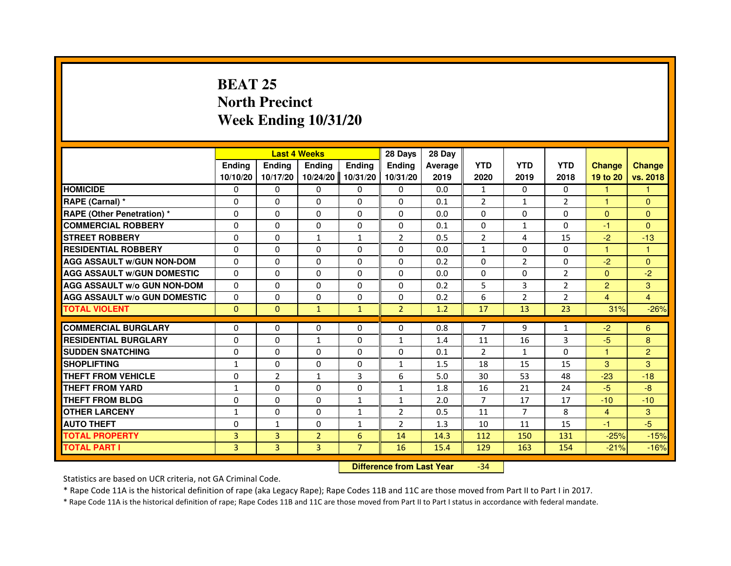# BEAT 25
## North Precinct
## Week Ending 10/31/20

| | Last 4 Weeks | | | | 28 Days | 28 Day | | | | | |
|---|---|---|---|---|---|---|---|---|---|---|---|
| | Ending 10/10/20 | Ending 10/17/20 | Ending 10/24/20 | Ending 10/31/20 | Ending 10/31/20 | Average 2019 | YTD 2020 | YTD 2019 | YTD 2018 | Change 19 to 20 | Change vs. 2018 |
| HOMICIDE | 0 | 0 | 0 | 0 | 0 | 0.0 | 1 | 0 | 0 | 1 | 1 |
| RAPE (Carnal) * | 0 | 0 | 0 | 0 | 0 | 0.1 | 2 | 1 | 2 | 1 | 0 |
| RAPE (Other Penetration) * | 0 | 0 | 0 | 0 | 0 | 0.0 | 0 | 0 | 0 | 0 | 0 |
| COMMERCIAL ROBBERY | 0 | 0 | 0 | 0 | 0 | 0.1 | 0 | 1 | 0 | -1 | 0 |
| STREET ROBBERY | 0 | 0 | 1 | 1 | 2 | 0.5 | 2 | 4 | 15 | -2 | -13 |
| RESIDENTIAL ROBBERY | 0 | 0 | 0 | 0 | 0 | 0.0 | 1 | 0 | 0 | 1 | 1 |
| AGG ASSAULT w/GUN NON-DOM | 0 | 0 | 0 | 0 | 0 | 0.2 | 0 | 2 | 0 | -2 | 0 |
| AGG ASSAULT w/GUN DOMESTIC | 0 | 0 | 0 | 0 | 0 | 0.0 | 0 | 0 | 2 | 0 | -2 |
| AGG ASSAULT w/o GUN NON-DOM | 0 | 0 | 0 | 0 | 0 | 0.2 | 5 | 3 | 2 | 2 | 3 |
| AGG ASSAULT w/o GUN DOMESTIC | 0 | 0 | 0 | 0 | 0 | 0.2 | 6 | 2 | 2 | 4 | 4 |
| TOTAL VIOLENT | 0 | 0 | 1 | 1 | 2 | 1.2 | 17 | 13 | 23 | 31% | -26% |
| COMMERCIAL BURGLARY | 0 | 0 | 0 | 0 | 0 | 0.8 | 7 | 9 | 1 | -2 | 6 |
| RESIDENTIAL BURGLARY | 0 | 0 | 1 | 0 | 1 | 1.4 | 11 | 16 | 3 | -5 | 8 |
| SUDDEN SNATCHING | 0 | 0 | 0 | 0 | 0 | 0.1 | 2 | 1 | 0 | 1 | 2 |
| SHOPLIFTING | 1 | 0 | 0 | 0 | 1 | 1.5 | 18 | 15 | 15 | 3 | 3 |
| THEFT FROM VEHICLE | 0 | 2 | 1 | 3 | 6 | 5.0 | 30 | 53 | 48 | -23 | -18 |
| THEFT FROM YARD | 1 | 0 | 0 | 0 | 1 | 1.8 | 16 | 21 | 24 | -5 | -8 |
| THEFT FROM BLDG | 0 | 0 | 0 | 1 | 1 | 2.0 | 7 | 17 | 17 | -10 | -10 |
| OTHER LARCENY | 1 | 0 | 0 | 1 | 2 | 0.5 | 11 | 7 | 8 | 4 | 3 |
| AUTO THEFT | 0 | 1 | 0 | 1 | 2 | 1.3 | 10 | 11 | 15 | -1 | -5 |
| TOTAL PROPERTY | 3 | 3 | 2 | 6 | 14 | 14.3 | 112 | 150 | 131 | -25% | -15% |
| TOTAL PART I | 3 | 3 | 3 | 7 | 16 | 15.4 | 129 | 163 | 154 | -21% | -16% |

**Difference from Last Year** -34

Statistics are based on UCR criteria, not GA Criminal Code.

* Rape Code 11A is the historical definition of rape (aka Legacy Rape); Rape Codes 11B and 11C are those moved from Part II to Part I in 2017.

* Rape Code 11A is the historical definition of rape; Rape Codes 11B and 11C are those moved from Part II to Part I status in accordance with federal mandate.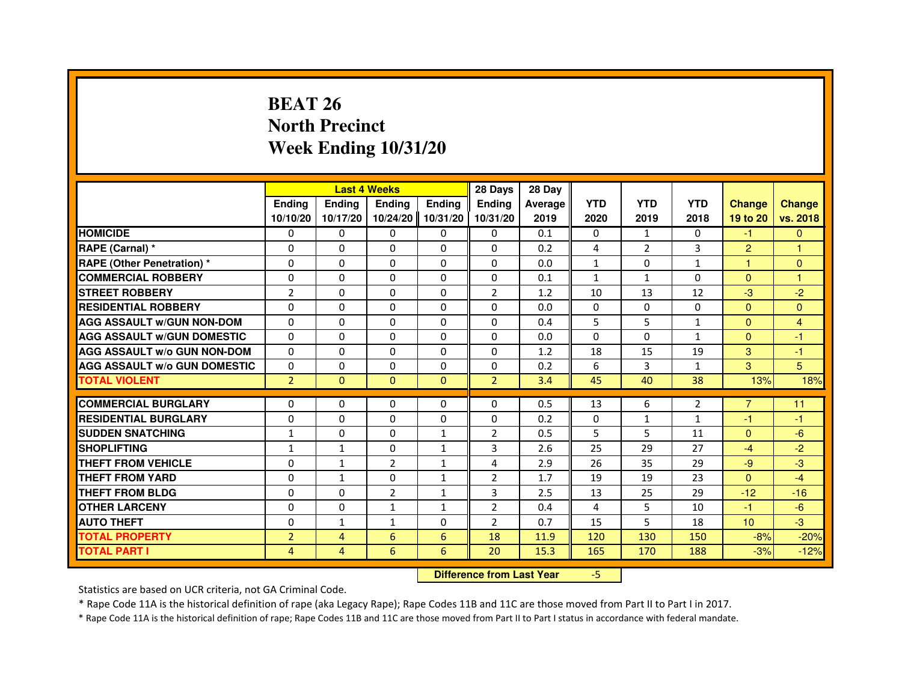# BEAT 26
## North Precinct
## Week Ending 10/31/20

| | Last 4 Weeks | | | | 28 Days | 28 Day | | | | | |
|---|---|---|---|---|---|---|---|---|---|---|---|
| | Ending 10/10/20 | Ending 10/17/20 | Ending 10/24/20 | Ending 10/31/20 | Ending 10/31/20 | Average 2019 | YTD 2020 | YTD 2019 | YTD 2018 | Change 19 to 20 | Change vs. 2018 |
| HOMICIDE | 0 | 0 | 0 | 0 | 0 | 0.1 | 0 | 1 | 0 | -1 | 0 |
| RAPE (Carnal) * | 0 | 0 | 0 | 0 | 0 | 0.2 | 4 | 2 | 3 | 2 | 1 |
| RAPE (Other Penetration) * | 0 | 0 | 0 | 0 | 0 | 0.0 | 1 | 0 | 1 | 1 | 0 |
| COMMERCIAL ROBBERY | 0 | 0 | 0 | 0 | 0 | 0.1 | 1 | 1 | 0 | 0 | 1 |
| STREET ROBBERY | 2 | 0 | 0 | 0 | 2 | 1.2 | 10 | 13 | 12 | -3 | -2 |
| RESIDENTIAL ROBBERY | 0 | 0 | 0 | 0 | 0 | 0.0 | 0 | 0 | 0 | 0 | 0 |
| AGG ASSAULT w/GUN NON-DOM | 0 | 0 | 0 | 0 | 0 | 0.4 | 5 | 5 | 1 | 0 | 4 |
| AGG ASSAULT w/GUN DOMESTIC | 0 | 0 | 0 | 0 | 0 | 0.0 | 0 | 0 | 1 | 0 | -1 |
| AGG ASSAULT w/o GUN NON-DOM | 0 | 0 | 0 | 0 | 0 | 1.2 | 18 | 15 | 19 | 3 | -1 |
| AGG ASSAULT w/o GUN DOMESTIC | 0 | 0 | 0 | 0 | 0 | 0.2 | 6 | 3 | 1 | 3 | 5 |
| TOTAL VIOLENT | 2 | 0 | 0 | 0 | 2 | 3.4 | 45 | 40 | 38 | 13% | 18% |
| COMMERCIAL BURGLARY | 0 | 0 | 0 | 0 | 0 | 0.5 | 13 | 6 | 2 | 7 | 11 |
| RESIDENTIAL BURGLARY | 0 | 0 | 0 | 0 | 0 | 0.2 | 0 | 1 | 1 | -1 | -1 |
| SUDDEN SNATCHING | 1 | 0 | 0 | 1 | 2 | 0.5 | 5 | 5 | 11 | 0 | -6 |
| SHOPLIFTING | 1 | 1 | 0 | 1 | 3 | 2.6 | 25 | 29 | 27 | -4 | -2 |
| THEFT FROM VEHICLE | 0 | 1 | 2 | 1 | 4 | 2.9 | 26 | 35 | 29 | -9 | -3 |
| THEFT FROM YARD | 0 | 1 | 0 | 1 | 2 | 1.7 | 19 | 19 | 23 | 0 | -4 |
| THEFT FROM BLDG | 0 | 0 | 2 | 1 | 3 | 2.5 | 13 | 25 | 29 | -12 | -16 |
| OTHER LARCENY | 0 | 0 | 1 | 1 | 2 | 0.4 | 4 | 5 | 10 | -1 | -6 |
| AUTO THEFT | 0 | 1 | 1 | 0 | 2 | 0.7 | 15 | 5 | 18 | 10 | -3 |
| TOTAL PROPERTY | 2 | 4 | 6 | 6 | 18 | 11.9 | 120 | 130 | 150 | -8% | -20% |
| TOTAL PART I | 4 | 4 | 6 | 6 | 20 | 15.3 | 165 | 170 | 188 | -3% | -12% |

**Difference from Last Year** -5

Statistics are based on UCR criteria, not GA Criminal Code.

* Rape Code 11A is the historical definition of rape (aka Legacy Rape); Rape Codes 11B and 11C are those moved from Part II to Part I in 2017.

* Rape Code 11A is the historical definition of rape; Rape Codes 11B and 11C are those moved from Part II to Part I status in accordance with federal mandate.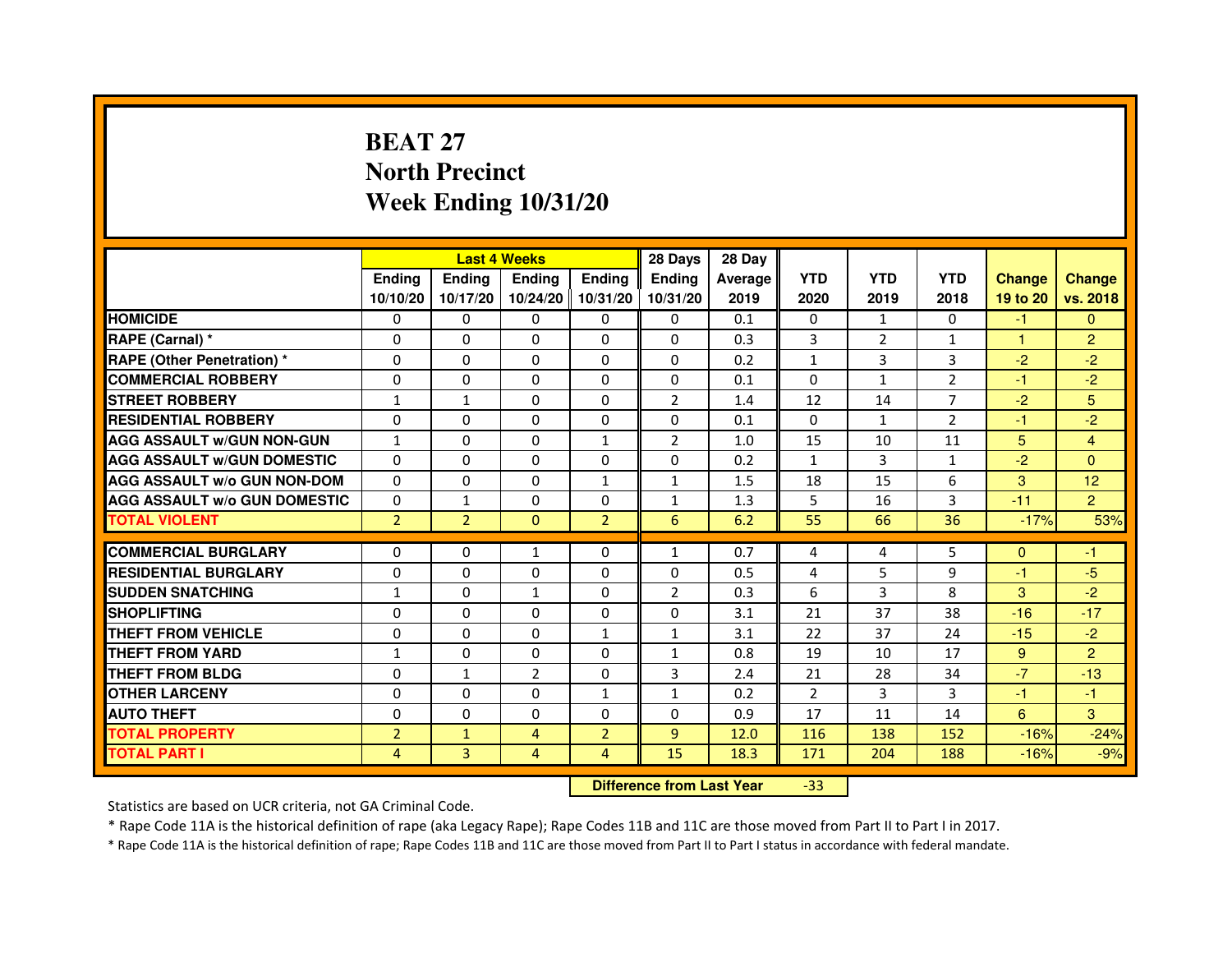# BEAT 27
## North Precinct
## Week Ending 10/31/20

| | Last 4 Weeks | | | | 28 Days | 28 Day | | | | | |
|---|---|---|---|---|---|---|---|---|---|---|---|
| | Ending 10/10/20 | Ending 10/17/20 | Ending 10/24/20 | Ending 10/31/20 | Ending 10/31/20 | Average 2019 | YTD 2020 | YTD 2019 | YTD 2018 | Change 19 to 20 | Change vs. 2018 |
| HOMICIDE | 0 | 0 | 0 | 0 | 0 | 0.1 | 0 | 1 | 0 | -1 | 0 |
| RAPE (Carnal) * | 0 | 0 | 0 | 0 | 0 | 0.3 | 3 | 2 | 1 | 1 | 2 |
| RAPE (Other Penetration) * | 0 | 0 | 0 | 0 | 0 | 0.2 | 1 | 3 | 3 | -2 | -2 |
| COMMERCIAL ROBBERY | 0 | 0 | 0 | 0 | 0 | 0.1 | 0 | 1 | 2 | -1 | -2 |
| STREET ROBBERY | 1 | 1 | 0 | 0 | 2 | 1.4 | 12 | 14 | 7 | -2 | 5 |
| RESIDENTIAL ROBBERY | 0 | 0 | 0 | 0 | 0 | 0.1 | 0 | 1 | 2 | -1 | -2 |
| AGG ASSAULT w/GUN NON-GUN | 1 | 0 | 0 | 1 | 2 | 1.0 | 15 | 10 | 11 | 5 | 4 |
| AGG ASSAULT w/GUN DOMESTIC | 0 | 0 | 0 | 0 | 0 | 0.2 | 1 | 3 | 1 | -2 | 0 |
| AGG ASSAULT w/o GUN NON-DOM | 0 | 0 | 0 | 1 | 1 | 1.5 | 18 | 15 | 6 | 3 | 12 |
| AGG ASSAULT w/o GUN DOMESTIC | 0 | 1 | 0 | 0 | 1 | 1.3 | 5 | 16 | 3 | -11 | 2 |
| TOTAL VIOLENT | 2 | 2 | 0 | 2 | 6 | 6.2 | 55 | 66 | 36 | -17% | 53% |
| COMMERCIAL BURGLARY | 0 | 0 | 1 | 0 | 1 | 0.7 | 4 | 4 | 5 | 0 | -1 |
| RESIDENTIAL BURGLARY | 0 | 0 | 0 | 0 | 0 | 0.5 | 4 | 5 | 9 | -1 | -5 |
| SUDDEN SNATCHING | 1 | 0 | 1 | 0 | 2 | 0.3 | 6 | 3 | 8 | 3 | -2 |
| SHOPLIFTING | 0 | 0 | 0 | 0 | 0 | 3.1 | 21 | 37 | 38 | -16 | -17 |
| THEFT FROM VEHICLE | 0 | 0 | 0 | 1 | 1 | 3.1 | 22 | 37 | 24 | -15 | -2 |
| THEFT FROM YARD | 1 | 0 | 0 | 0 | 1 | 0.8 | 19 | 10 | 17 | 9 | 2 |
| THEFT FROM BLDG | 0 | 1 | 2 | 0 | 3 | 2.4 | 21 | 28 | 34 | -7 | -13 |
| OTHER LARCENY | 0 | 0 | 0 | 1 | 1 | 0.2 | 2 | 3 | 3 | -1 | -1 |
| AUTO THEFT | 0 | 0 | 0 | 0 | 0 | 0.9 | 17 | 11 | 14 | 6 | 3 |
| TOTAL PROPERTY | 2 | 1 | 4 | 2 | 9 | 12.0 | 116 | 138 | 152 | -16% | -24% |
| TOTAL PART I | 4 | 3 | 4 | 4 | 15 | 18.3 | 171 | 204 | 188 | -16% | -9% |

**Difference from Last Year** -33

Statistics are based on UCR criteria, not GA Criminal Code.

* Rape Code 11A is the historical definition of rape (aka Legacy Rape); Rape Codes 11B and 11C are those moved from Part II to Part I in 2017.

* Rape Code 11A is the historical definition of rape; Rape Codes 11B and 11C are those moved from Part II to Part I status in accordance with federal mandate.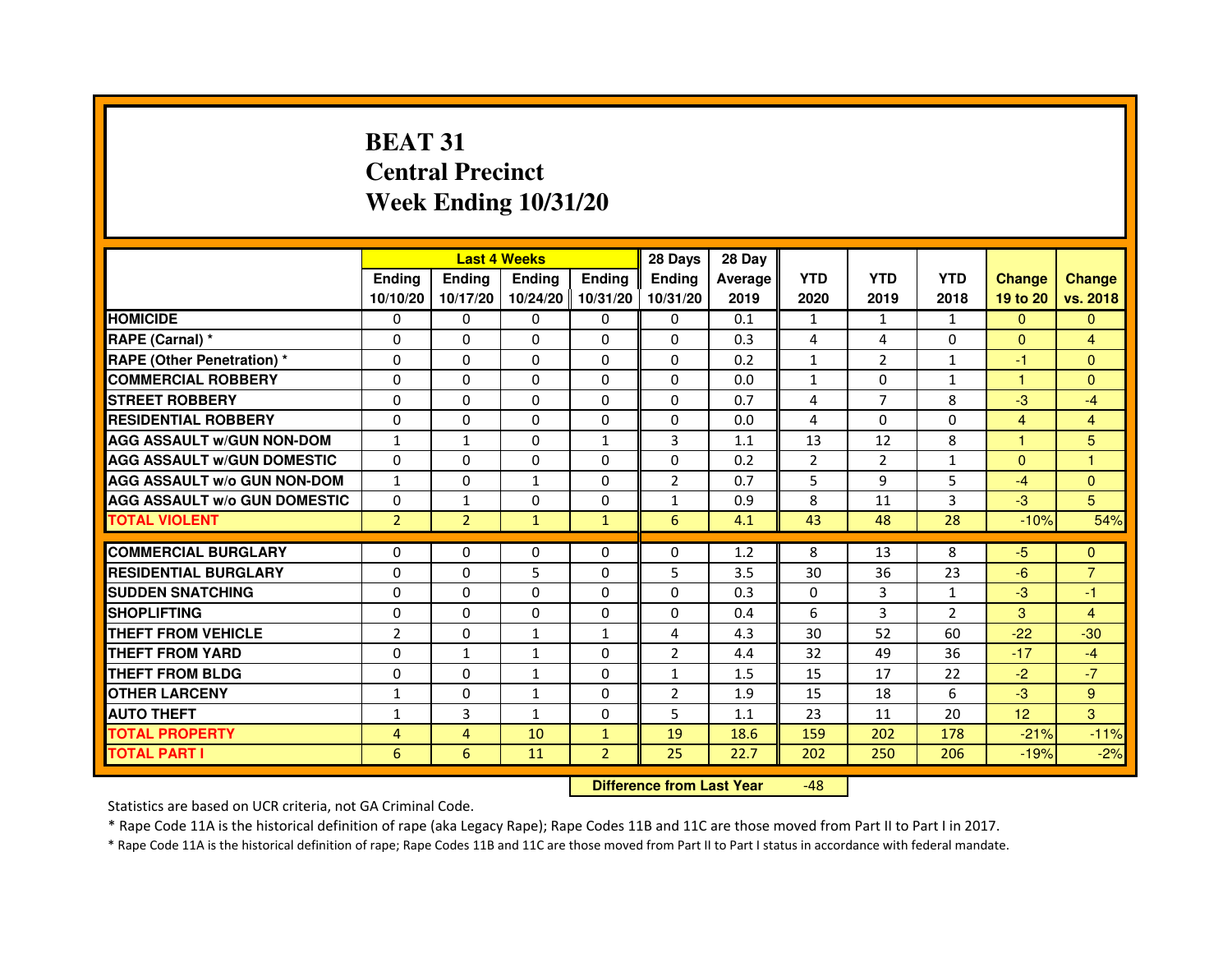# BEAT 31
## Central Precinct
## Week Ending 10/31/20

| | Last 4 Weeks | | | | 28 Days | 28 Day | | | | | |
|---|---|---|---|---|---|---|---|---|---|---|---|
| | Ending 10/10/20 | Ending 10/17/20 | Ending 10/24/20 | Ending 10/31/20 | Ending 10/31/20 | Average 2019 | YTD 2020 | YTD 2019 | YTD 2018 | Change 19 to 20 | Change vs. 2018 |
| HOMICIDE | 0 | 0 | 0 | 0 | 0 | 0.1 | 1 | 1 | 1 | 0 | 0 |
| RAPE (Carnal) * | 0 | 0 | 0 | 0 | 0 | 0.3 | 4 | 4 | 0 | 0 | 4 |
| RAPE (Other Penetration) * | 0 | 0 | 0 | 0 | 0 | 0.2 | 1 | 2 | 1 | -1 | 0 |
| COMMERCIAL ROBBERY | 0 | 0 | 0 | 0 | 0 | 0.0 | 1 | 0 | 1 | 1 | 0 |
| STREET ROBBERY | 0 | 0 | 0 | 0 | 0 | 0.7 | 4 | 7 | 8 | -3 | -4 |
| RESIDENTIAL ROBBERY | 0 | 0 | 0 | 0 | 0 | 0.0 | 4 | 0 | 0 | 4 | 4 |
| AGG ASSAULT w/GUN NON-DOM | 1 | 1 | 0 | 1 | 3 | 1.1 | 13 | 12 | 8 | 1 | 5 |
| AGG ASSAULT w/GUN DOMESTIC | 0 | 0 | 0 | 0 | 0 | 0.2 | 2 | 2 | 1 | 0 | 1 |
| AGG ASSAULT w/o GUN NON-DOM | 1 | 0 | 1 | 0 | 2 | 0.7 | 5 | 9 | 5 | -4 | 0 |
| AGG ASSAULT w/o GUN DOMESTIC | 0 | 1 | 0 | 0 | 1 | 0.9 | 8 | 11 | 3 | -3 | 5 |
| TOTAL VIOLENT | 2 | 2 | 1 | 1 | 6 | 4.1 | 43 | 48 | 28 | -10% | 54% |
| COMMERCIAL BURGLARY | 0 | 0 | 0 | 0 | 0 | 1.2 | 8 | 13 | 8 | -5 | 0 |
| RESIDENTIAL BURGLARY | 0 | 0 | 5 | 0 | 5 | 3.5 | 30 | 36 | 23 | -6 | 7 |
| SUDDEN SNATCHING | 0 | 0 | 0 | 0 | 0 | 0.3 | 0 | 3 | 1 | -3 | -1 |
| SHOPLIFTING | 0 | 0 | 0 | 0 | 0 | 0.4 | 6 | 3 | 2 | 3 | 4 |
| THEFT FROM VEHICLE | 2 | 0 | 1 | 1 | 4 | 4.3 | 30 | 52 | 60 | -22 | -30 |
| THEFT FROM YARD | 0 | 1 | 1 | 0 | 2 | 4.4 | 32 | 49 | 36 | -17 | -4 |
| THEFT FROM BLDG | 0 | 0 | 1 | 0 | 1 | 1.5 | 15 | 17 | 22 | -2 | -7 |
| OTHER LARCENY | 1 | 0 | 1 | 0 | 2 | 1.9 | 15 | 18 | 6 | -3 | 9 |
| AUTO THEFT | 1 | 3 | 1 | 0 | 5 | 1.1 | 23 | 11 | 20 | 12 | 3 |
| TOTAL PROPERTY | 4 | 4 | 10 | 1 | 19 | 18.6 | 159 | 202 | 178 | -21% | -11% |
| TOTAL PART I | 6 | 6 | 11 | 2 | 25 | 22.7 | 202 | 250 | 206 | -19% | -2% |

**Difference from Last Year** -48

Statistics are based on UCR criteria, not GA Criminal Code.

* Rape Code 11A is the historical definition of rape (aka Legacy Rape); Rape Codes 11B and 11C are those moved from Part II to Part I in 2017.

* Rape Code 11A is the historical definition of rape; Rape Codes 11B and 11C are those moved from Part II to Part I status in accordance with federal mandate.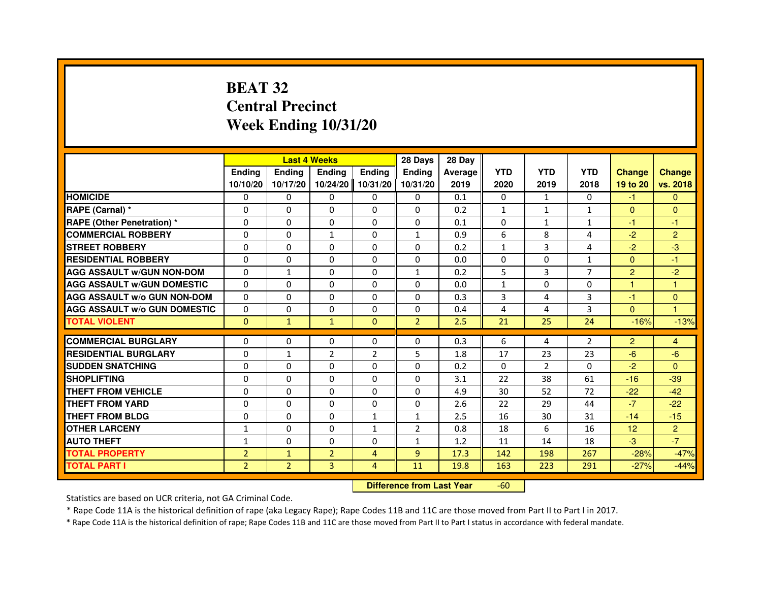# BEAT 32
# Central Precinct
# Week Ending 10/31/20

| | Last 4 Weeks | | | | 28 Days | 28 Day | | | | | |
|---|---|---|---|---|---|---|---|---|---|---|---|
| | Ending 10/10/20 | Ending 10/17/20 | Ending 10/24/20 | Ending 10/31/20 | Ending 10/31/20 | Average 2019 | YTD 2020 | YTD 2019 | YTD 2018 | Change 19 to 20 | Change vs. 2018 |
| HOMICIDE | 0 | 0 | 0 | 0 | 0 | 0.1 | 0 | 1 | 0 | -1 | 0 |
| RAPE (Carnal) * | 0 | 0 | 0 | 0 | 0 | 0.2 | 1 | 1 | 1 | 0 | 0 |
| RAPE (Other Penetration) * | 0 | 0 | 0 | 0 | 0 | 0.1 | 0 | 1 | 1 | -1 | -1 |
| COMMERCIAL ROBBERY | 0 | 0 | 1 | 0 | 1 | 0.9 | 6 | 8 | 4 | -2 | 2 |
| STREET ROBBERY | 0 | 0 | 0 | 0 | 0 | 0.2 | 1 | 3 | 4 | -2 | -3 |
| RESIDENTIAL ROBBERY | 0 | 0 | 0 | 0 | 0 | 0.0 | 0 | 0 | 1 | 0 | -1 |
| AGG ASSAULT w/GUN NON-DOM | 0 | 1 | 0 | 0 | 1 | 0.2 | 5 | 3 | 7 | 2 | -2 |
| AGG ASSAULT w/GUN DOMESTIC | 0 | 0 | 0 | 0 | 0 | 0.0 | 1 | 0 | 0 | 1 | 1 |
| AGG ASSAULT w/o GUN NON-DOM | 0 | 0 | 0 | 0 | 0 | 0.3 | 3 | 4 | 3 | -1 | 0 |
| AGG ASSAULT w/o GUN DOMESTIC | 0 | 0 | 0 | 0 | 0 | 0.4 | 4 | 4 | 3 | 0 | 1 |
| TOTAL VIOLENT | 0 | 1 | 1 | 0 | 2 | 2.5 | 21 | 25 | 24 | -16% | -13% |
| COMMERCIAL BURGLARY | 0 | 0 | 0 | 0 | 0 | 0.3 | 6 | 4 | 2 | 2 | 4 |
| RESIDENTIAL BURGLARY | 0 | 1 | 2 | 2 | 5 | 1.8 | 17 | 23 | 23 | -6 | -6 |
| SUDDEN SNATCHING | 0 | 0 | 0 | 0 | 0 | 0.2 | 0 | 2 | 0 | -2 | 0 |
| SHOPLIFTING | 0 | 0 | 0 | 0 | 0 | 3.1 | 22 | 38 | 61 | -16 | -39 |
| THEFT FROM VEHICLE | 0 | 0 | 0 | 0 | 0 | 4.9 | 30 | 52 | 72 | -22 | -42 |
| THEFT FROM YARD | 0 | 0 | 0 | 0 | 0 | 2.6 | 22 | 29 | 44 | -7 | -22 |
| THEFT FROM BLDG | 0 | 0 | 0 | 1 | 1 | 2.5 | 16 | 30 | 31 | -14 | -15 |
| OTHER LARCENY | 1 | 0 | 0 | 1 | 2 | 0.8 | 18 | 6 | 16 | 12 | 2 |
| AUTO THEFT | 1 | 0 | 0 | 0 | 1 | 1.2 | 11 | 14 | 18 | -3 | -7 |
| TOTAL PROPERTY | 2 | 1 | 2 | 4 | 9 | 17.3 | 142 | 198 | 267 | -28% | -47% |
| TOTAL PART I | 2 | 2 | 3 | 4 | 11 | 19.8 | 163 | 223 | 291 | -27% | -44% |

**Difference from Last Year** -60

Statistics are based on UCR criteria, not GA Criminal Code.

* Rape Code 11A is the historical definition of rape (aka Legacy Rape); Rape Codes 11B and 11C are those moved from Part II to Part I in 2017.

* Rape Code 11A is the historical definition of rape; Rape Codes 11B and 11C are those moved from Part II to Part I status in accordance with federal mandate.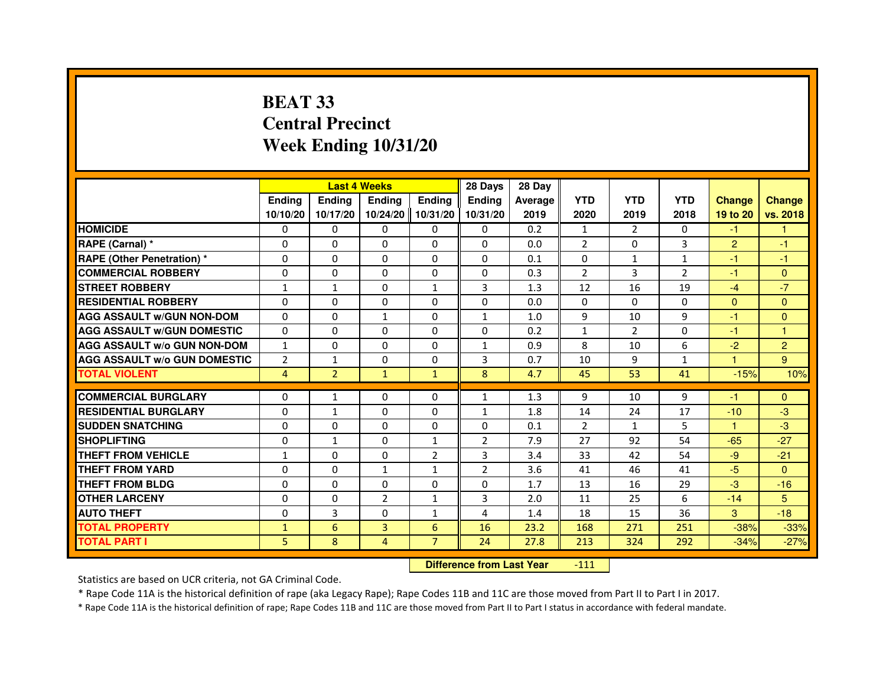# BEAT 33
# Central Precinct
# Week Ending 10/31/20

| | Last 4 Weeks | | | | 28 Days | 28 Day | | | | | |
|---|---|---|---|---|---|---|---|---|---|---|---|
| | Ending 10/10/20 | Ending 10/17/20 | Ending 10/24/20 | Ending 10/31/20 | Ending 10/31/20 | Average 2019 | YTD 2020 | YTD 2019 | YTD 2018 | Change 19 to 20 | Change vs. 2018 |
| HOMICIDE | 0 | 0 | 0 | 0 | 0 | 0.2 | 1 | 2 | 0 | -1 | 1 |
| RAPE (Carnal) * | 0 | 0 | 0 | 0 | 0 | 0.0 | 2 | 0 | 3 | 2 | -1 |
| RAPE (Other Penetration) * | 0 | 0 | 0 | 0 | 0 | 0.1 | 0 | 1 | 1 | -1 | -1 |
| COMMERCIAL ROBBERY | 0 | 0 | 0 | 0 | 0 | 0.3 | 2 | 3 | 2 | -1 | 0 |
| STREET ROBBERY | 1 | 1 | 0 | 1 | 3 | 1.3 | 12 | 16 | 19 | -4 | -7 |
| RESIDENTIAL ROBBERY | 0 | 0 | 0 | 0 | 0 | 0.0 | 0 | 0 | 0 | 0 | 0 |
| AGG ASSAULT w/GUN NON-DOM | 0 | 0 | 1 | 0 | 1 | 1.0 | 9 | 10 | 9 | -1 | 0 |
| AGG ASSAULT w/GUN DOMESTIC | 0 | 0 | 0 | 0 | 0 | 0.2 | 1 | 2 | 0 | -1 | 1 |
| AGG ASSAULT w/o GUN NON-DOM | 1 | 0 | 0 | 0 | 1 | 0.9 | 8 | 10 | 6 | -2 | 2 |
| AGG ASSAULT w/o GUN DOMESTIC | 2 | 1 | 0 | 0 | 3 | 0.7 | 10 | 9 | 1 | 1 | 9 |
| TOTAL VIOLENT | 4 | 2 | 1 | 1 | 8 | 4.7 | 45 | 53 | 41 | -15% | 10% |
| COMMERCIAL BURGLARY | 0 | 1 | 0 | 0 | 1 | 1.3 | 9 | 10 | 9 | -1 | 0 |
| RESIDENTIAL BURGLARY | 0 | 1 | 0 | 0 | 1 | 1.8 | 14 | 24 | 17 | -10 | -3 |
| SUDDEN SNATCHING | 0 | 0 | 0 | 0 | 0 | 0.1 | 2 | 1 | 5 | 1 | -3 |
| SHOPLIFTING | 0 | 1 | 0 | 1 | 2 | 7.9 | 27 | 92 | 54 | -65 | -27 |
| THEFT FROM VEHICLE | 1 | 0 | 0 | 2 | 3 | 3.4 | 33 | 42 | 54 | -9 | -21 |
| THEFT FROM YARD | 0 | 0 | 1 | 1 | 2 | 3.6 | 41 | 46 | 41 | -5 | 0 |
| THEFT FROM BLDG | 0 | 0 | 0 | 0 | 0 | 1.7 | 13 | 16 | 29 | -3 | -16 |
| OTHER LARCENY | 0 | 0 | 2 | 1 | 3 | 2.0 | 11 | 25 | 6 | -14 | 5 |
| AUTO THEFT | 0 | 3 | 0 | 1 | 4 | 1.4 | 18 | 15 | 36 | 3 | -18 |
| TOTAL PROPERTY | 1 | 6 | 3 | 6 | 16 | 23.2 | 168 | 271 | 251 | -38% | -33% |
| TOTAL PART I | 5 | 8 | 4 | 7 | 24 | 27.8 | 213 | 324 | 292 | -34% | -27% |

**Difference from Last Year** -111

Statistics are based on UCR criteria, not GA Criminal Code.

* Rape Code 11A is the historical definition of rape (aka Legacy Rape); Rape Codes 11B and 11C are those moved from Part II to Part I in 2017.

* Rape Code 11A is the historical definition of rape; Rape Codes 11B and 11C are those moved from Part II to Part I status in accordance with federal mandate.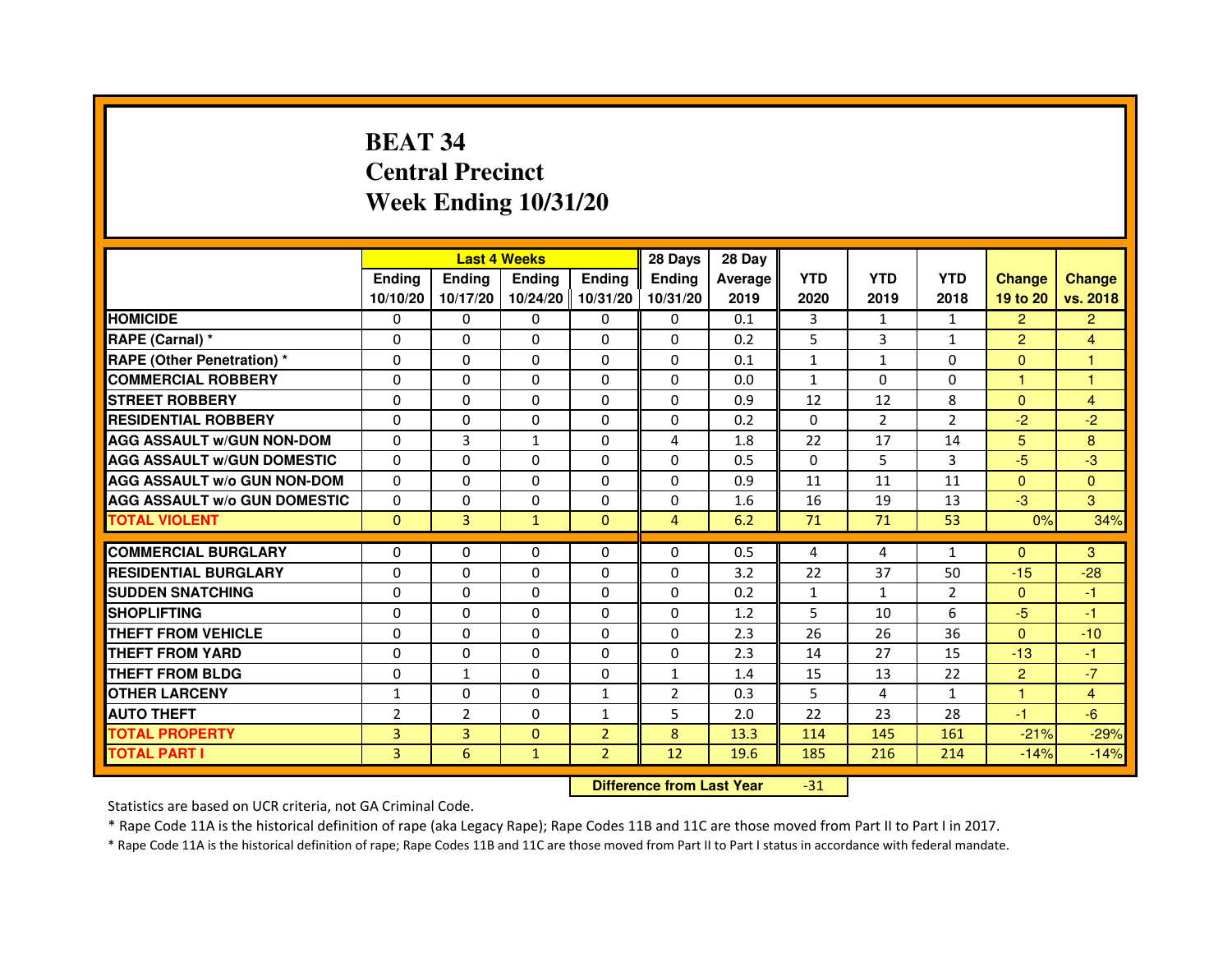# BEAT 34
# Central Precinct
# Week Ending 10/31/20

| | Last 4 Weeks | | | | 28 Days | 28 Day | | | | | |
|---|---|---|---|---|---|---|---|---|---|---|---|
| | Ending 10/10/20 | Ending 10/17/20 | Ending 10/24/20 | Ending 10/31/20 | Ending 10/31/20 | Average 2019 | YTD 2020 | YTD 2019 | YTD 2018 | Change 19 to 20 | Change vs. 2018 |
| HOMICIDE | 0 | 0 | 0 | 0 | 0 | 0.1 | 3 | 1 | 1 | 2 | 2 |
| RAPE (Carnal) * | 0 | 0 | 0 | 0 | 0 | 0.2 | 5 | 3 | 1 | 2 | 4 |
| RAPE (Other Penetration) * | 0 | 0 | 0 | 0 | 0 | 0.1 | 1 | 1 | 0 | 0 | 1 |
| COMMERCIAL ROBBERY | 0 | 0 | 0 | 0 | 0 | 0.0 | 1 | 0 | 0 | 1 | 1 |
| STREET ROBBERY | 0 | 0 | 0 | 0 | 0 | 0.9 | 12 | 12 | 8 | 0 | 4 |
| RESIDENTIAL ROBBERY | 0 | 0 | 0 | 0 | 0 | 0.2 | 0 | 2 | 2 | -2 | -2 |
| AGG ASSAULT w/GUN NON-DOM | 0 | 3 | 1 | 0 | 4 | 1.8 | 22 | 17 | 14 | 5 | 8 |
| AGG ASSAULT w/GUN DOMESTIC | 0 | 0 | 0 | 0 | 0 | 0.5 | 0 | 5 | 3 | -5 | -3 |
| AGG ASSAULT w/o GUN NON-DOM | 0 | 0 | 0 | 0 | 0 | 0.9 | 11 | 11 | 11 | 0 | 0 |
| AGG ASSAULT w/o GUN DOMESTIC | 0 | 0 | 0 | 0 | 0 | 1.6 | 16 | 19 | 13 | -3 | 3 |
| TOTAL VIOLENT | 0 | 3 | 1 | 0 | 4 | 6.2 | 71 | 71 | 53 | 0% | 34% |
| COMMERCIAL BURGLARY | 0 | 0 | 0 | 0 | 0 | 0.5 | 4 | 4 | 1 | 0 | 3 |
| RESIDENTIAL BURGLARY | 0 | 0 | 0 | 0 | 0 | 3.2 | 22 | 37 | 50 | -15 | -28 |
| SUDDEN SNATCHING | 0 | 0 | 0 | 0 | 0 | 0.2 | 1 | 1 | 2 | 0 | -1 |
| SHOPLIFTING | 0 | 0 | 0 | 0 | 0 | 1.2 | 5 | 10 | 6 | -5 | -1 |
| THEFT FROM VEHICLE | 0 | 0 | 0 | 0 | 0 | 2.3 | 26 | 26 | 36 | 0 | -10 |
| THEFT FROM YARD | 0 | 0 | 0 | 0 | 0 | 2.3 | 14 | 27 | 15 | -13 | -1 |
| THEFT FROM BLDG | 0 | 1 | 0 | 0 | 1 | 1.4 | 15 | 13 | 22 | 2 | -7 |
| OTHER LARCENY | 1 | 0 | 0 | 1 | 2 | 0.3 | 5 | 4 | 1 | 1 | 4 |
| AUTO THEFT | 2 | 2 | 0 | 1 | 5 | 2.0 | 22 | 23 | 28 | -1 | -6 |
| TOTAL PROPERTY | 3 | 3 | 0 | 2 | 8 | 13.3 | 114 | 145 | 161 | -21% | -29% |
| TOTAL PART I | 3 | 6 | 1 | 2 | 12 | 19.6 | 185 | 216 | 214 | -14% | -14% |

**Difference from Last Year** -31

Statistics are based on UCR criteria, not GA Criminal Code.

* Rape Code 11A is the historical definition of rape (aka Legacy Rape); Rape Codes 11B and 11C are those moved from Part II to Part I in 2017.

* Rape Code 11A is the historical definition of rape; Rape Codes 11B and 11C are those moved from Part II to Part I status in accordance with federal mandate.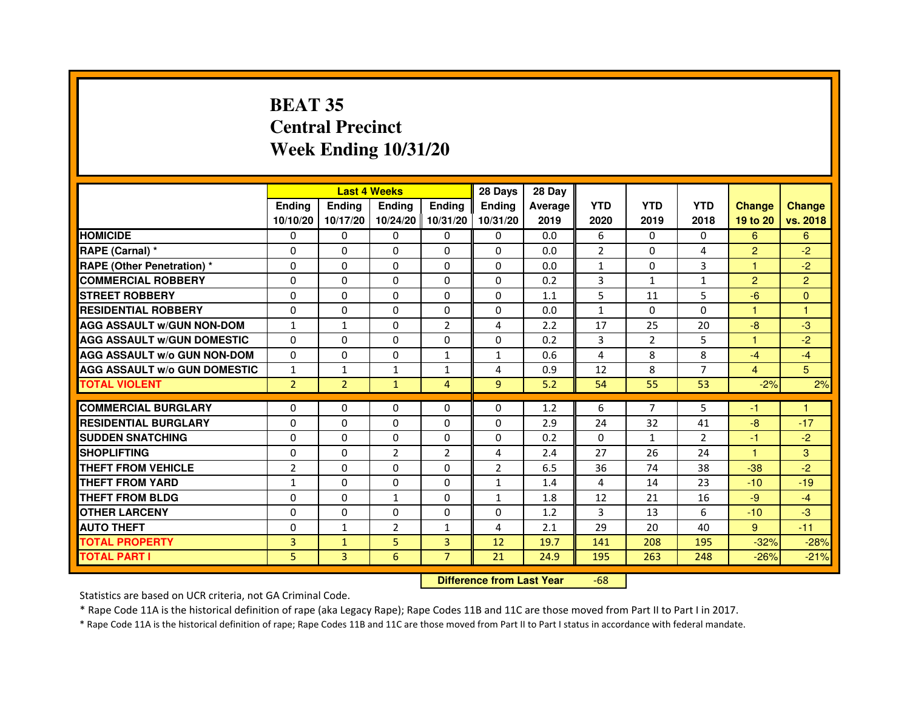# BEAT 35
# Central Precinct
# Week Ending 10/31/20

| | Last 4 Weeks | | | | 28 Days | 28 Day | | | | | |
|---|---|---|---|---|---|---|---|---|---|---|---|
| | Ending 10/10/20 | Ending 10/17/20 | Ending 10/24/20 | Ending 10/31/20 | Ending 10/31/20 | Average 2019 | YTD 2020 | YTD 2019 | YTD 2018 | Change 19 to 20 | Change vs. 2018 |
| HOMICIDE | 0 | 0 | 0 | 0 | 0 | 0.0 | 6 | 0 | 0 | 6 | 6 |
| RAPE (Carnal) * | 0 | 0 | 0 | 0 | 0 | 0.0 | 2 | 0 | 4 | 2 | -2 |
| RAPE (Other Penetration) * | 0 | 0 | 0 | 0 | 0 | 0.0 | 1 | 0 | 3 | 1 | -2 |
| COMMERCIAL ROBBERY | 0 | 0 | 0 | 0 | 0 | 0.2 | 3 | 1 | 1 | 2 | 2 |
| STREET ROBBERY | 0 | 0 | 0 | 0 | 0 | 1.1 | 5 | 11 | 5 | -6 | 0 |
| RESIDENTIAL ROBBERY | 0 | 0 | 0 | 0 | 0 | 0.0 | 1 | 0 | 0 | 1 | 1 |
| AGG ASSAULT w/GUN NON-DOM | 1 | 1 | 0 | 2 | 4 | 2.2 | 17 | 25 | 20 | -8 | -3 |
| AGG ASSAULT w/GUN DOMESTIC | 0 | 0 | 0 | 0 | 0 | 0.2 | 3 | 2 | 5 | 1 | -2 |
| AGG ASSAULT w/o GUN NON-DOM | 0 | 0 | 0 | 1 | 1 | 0.6 | 4 | 8 | 8 | -4 | -4 |
| AGG ASSAULT w/o GUN DOMESTIC | 1 | 1 | 1 | 1 | 4 | 0.9 | 12 | 8 | 7 | 4 | 5 |
| TOTAL VIOLENT | 2 | 2 | 1 | 4 | 9 | 5.2 | 54 | 55 | 53 | -2% | 2% |
| COMMERCIAL BURGLARY | 0 | 0 | 0 | 0 | 0 | 1.2 | 6 | 7 | 5 | -1 | 1 |
| RESIDENTIAL BURGLARY | 0 | 0 | 0 | 0 | 0 | 2.9 | 24 | 32 | 41 | -8 | -17 |
| SUDDEN SNATCHING | 0 | 0 | 0 | 0 | 0 | 0.2 | 0 | 1 | 2 | -1 | -2 |
| SHOPLIFTING | 0 | 0 | 2 | 2 | 4 | 2.4 | 27 | 26 | 24 | 1 | 3 |
| THEFT FROM VEHICLE | 2 | 0 | 0 | 0 | 2 | 6.5 | 36 | 74 | 38 | -38 | -2 |
| THEFT FROM YARD | 1 | 0 | 0 | 0 | 1 | 1.4 | 4 | 14 | 23 | -10 | -19 |
| THEFT FROM BLDG | 0 | 0 | 1 | 0 | 1 | 1.8 | 12 | 21 | 16 | -9 | -4 |
| OTHER LARCENY | 0 | 0 | 0 | 0 | 0 | 1.2 | 3 | 13 | 6 | -10 | -3 |
| AUTO THEFT | 0 | 1 | 2 | 1 | 4 | 2.1 | 29 | 20 | 40 | 9 | -11 |
| TOTAL PROPERTY | 3 | 1 | 5 | 3 | 12 | 19.7 | 141 | 208 | 195 | -32% | -28% |
| TOTAL PART I | 5 | 3 | 6 | 7 | 21 | 24.9 | 195 | 263 | 248 | -26% | -21% |

**Difference from Last Year** -68

Statistics are based on UCR criteria, not GA Criminal Code.

* Rape Code 11A is the historical definition of rape (aka Legacy Rape); Rape Codes 11B and 11C are those moved from Part II to Part I in 2017.

* Rape Code 11A is the historical definition of rape; Rape Codes 11B and 11C are those moved from Part II to Part I status in accordance with federal mandate.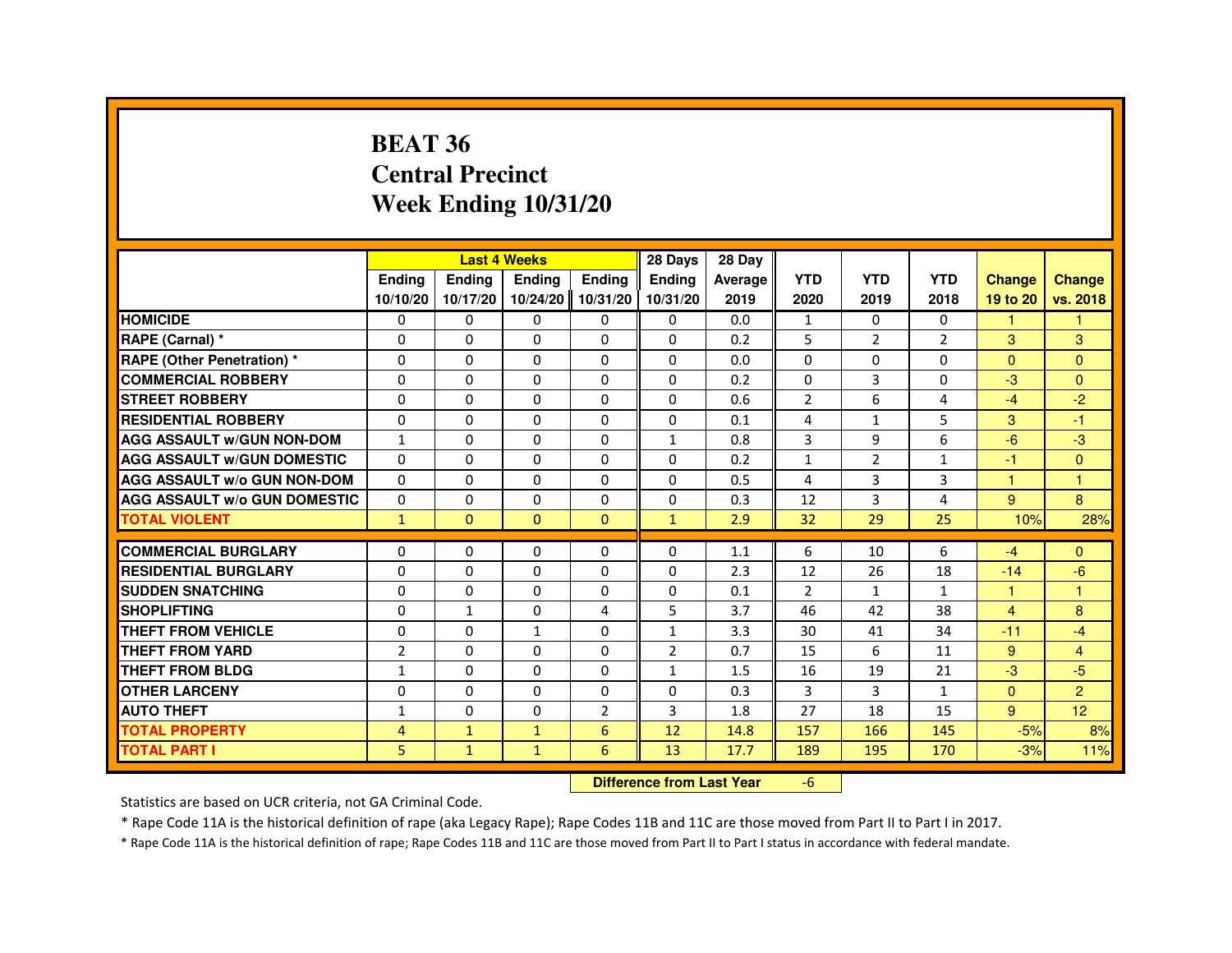# BEAT 36
# Central Precinct
# Week Ending 10/31/20

| | Last 4 Weeks | | | | 28 Days | 28 Day | | | | | |
|---|---|---|---|---|---|---|---|---|---|---|---|
| | Ending 10/10/20 | Ending 10/17/20 | Ending 10/24/20 | Ending 10/31/20 | Ending 10/31/20 | Average 2019 | YTD 2020 | YTD 2019 | YTD 2018 | Change 19 to 20 | Change vs. 2018 |
| HOMICIDE | 0 | 0 | 0 | 0 | 0 | 0.0 | 1 | 0 | 0 | 1 | 1 |
| RAPE (Carnal) * | 0 | 0 | 0 | 0 | 0 | 0.2 | 5 | 2 | 2 | 3 | 3 |
| RAPE (Other Penetration) * | 0 | 0 | 0 | 0 | 0 | 0.0 | 0 | 0 | 0 | 0 | 0 |
| COMMERCIAL ROBBERY | 0 | 0 | 0 | 0 | 0 | 0.2 | 0 | 3 | 0 | -3 | 0 |
| STREET ROBBERY | 0 | 0 | 0 | 0 | 0 | 0.6 | 2 | 6 | 4 | -4 | -2 |
| RESIDENTIAL ROBBERY | 0 | 0 | 0 | 0 | 0 | 0.1 | 4 | 1 | 5 | 3 | -1 |
| AGG ASSAULT w/GUN NON-DOM | 1 | 0 | 0 | 0 | 1 | 0.8 | 3 | 9 | 6 | -6 | -3 |
| AGG ASSAULT w/GUN DOMESTIC | 0 | 0 | 0 | 0 | 0 | 0.2 | 1 | 2 | 1 | -1 | 0 |
| AGG ASSAULT w/o GUN NON-DOM | 0 | 0 | 0 | 0 | 0 | 0.5 | 4 | 3 | 3 | 1 | 1 |
| AGG ASSAULT w/o GUN DOMESTIC | 0 | 0 | 0 | 0 | 0 | 0.3 | 12 | 3 | 4 | 9 | 8 |
| TOTAL VIOLENT | 1 | 0 | 0 | 0 | 1 | 2.9 | 32 | 29 | 25 | 10% | 28% |
| COMMERCIAL BURGLARY | 0 | 0 | 0 | 0 | 0 | 1.1 | 6 | 10 | 6 | -4 | 0 |
| RESIDENTIAL BURGLARY | 0 | 0 | 0 | 0 | 0 | 2.3 | 12 | 26 | 18 | -14 | -6 |
| SUDDEN SNATCHING | 0 | 0 | 0 | 0 | 0 | 0.1 | 2 | 1 | 1 | 1 | 1 |
| SHOPLIFTING | 0 | 1 | 0 | 4 | 5 | 3.7 | 46 | 42 | 38 | 4 | 8 |
| THEFT FROM VEHICLE | 0 | 0 | 1 | 0 | 1 | 3.3 | 30 | 41 | 34 | -11 | -4 |
| THEFT FROM YARD | 2 | 0 | 0 | 0 | 2 | 0.7 | 15 | 6 | 11 | 9 | 4 |
| THEFT FROM BLDG | 1 | 0 | 0 | 0 | 1 | 1.5 | 16 | 19 | 21 | -3 | -5 |
| OTHER LARCENY | 0 | 0 | 0 | 0 | 0 | 0.3 | 3 | 3 | 1 | 0 | 2 |
| AUTO THEFT | 1 | 0 | 0 | 2 | 3 | 1.8 | 27 | 18 | 15 | 9 | 12 |
| TOTAL PROPERTY | 4 | 1 | 1 | 6 | 12 | 14.8 | 157 | 166 | 145 | -5% | 8% |
| TOTAL PART I | 5 | 1 | 1 | 6 | 13 | 17.7 | 189 | 195 | 170 | -3% | 11% |

**Difference from Last Year** -6

Statistics are based on UCR criteria, not GA Criminal Code.

* Rape Code 11A is the historical definition of rape (aka Legacy Rape); Rape Codes 11B and 11C are those moved from Part II to Part I in 2017.

* Rape Code 11A is the historical definition of rape; Rape Codes 11B and 11C are those moved from Part II to Part I status in accordance with federal mandate.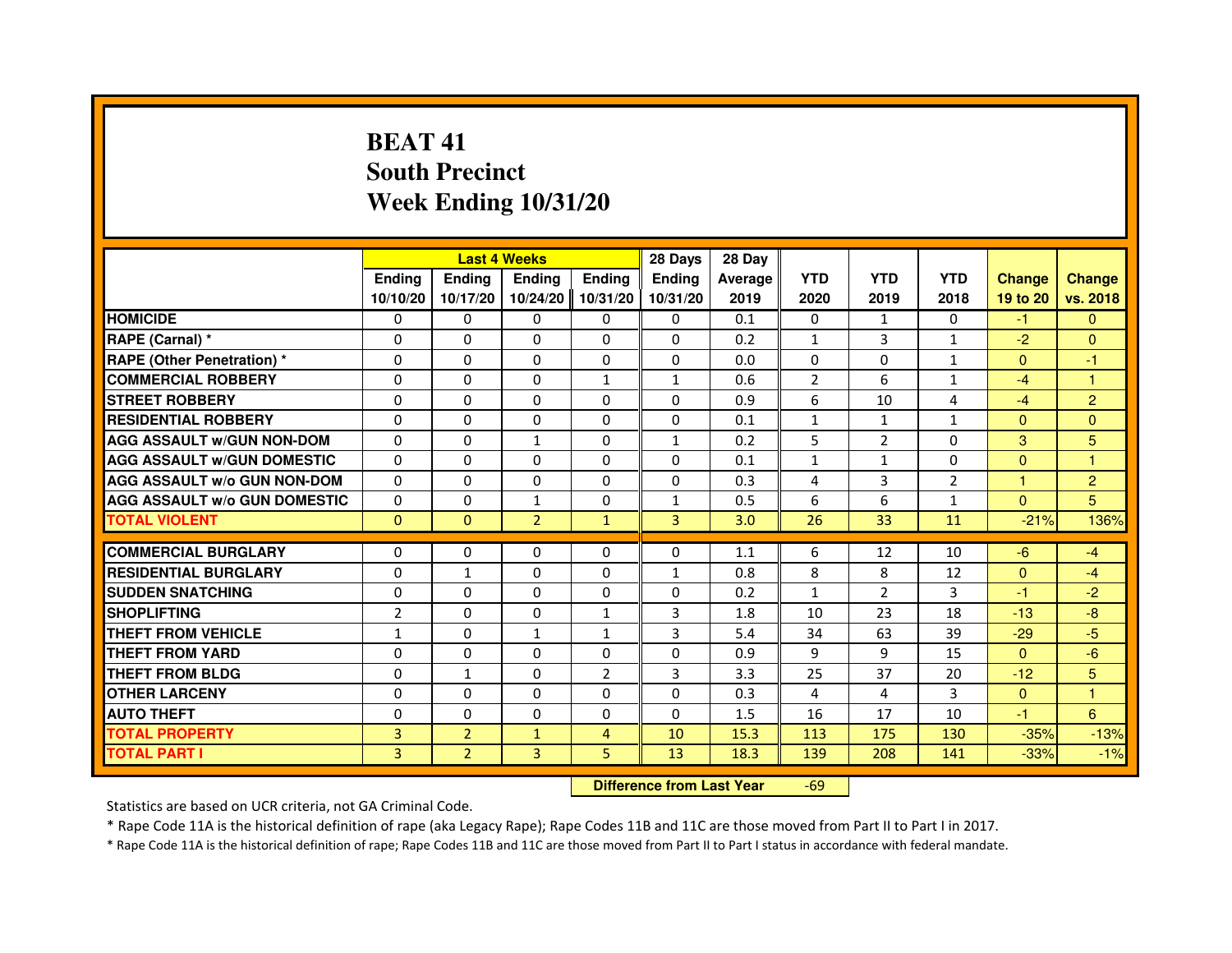# BEAT 41
## South Precinct
## Week Ending 10/31/20

| | Last 4 Weeks | | | | 28 Days | 28 Day | | | | | |
|---|---|---|---|---|---|---|---|---|---|---|---|
| | Ending 10/10/20 | Ending 10/17/20 | Ending 10/24/20 | Ending 10/31/20 | Ending 10/31/20 | Average 2019 | YTD 2020 | YTD 2019 | YTD 2018 | Change 19 to 20 | Change vs. 2018 |
| HOMICIDE | 0 | 0 | 0 | 0 | 0 | 0.1 | 0 | 1 | 0 | -1 | 0 |
| RAPE (Carnal) * | 0 | 0 | 0 | 0 | 0 | 0.2 | 1 | 3 | 1 | -2 | 0 |
| RAPE (Other Penetration) * | 0 | 0 | 0 | 0 | 0 | 0.0 | 0 | 0 | 1 | 0 | -1 |
| COMMERCIAL ROBBERY | 0 | 0 | 0 | 1 | 1 | 0.6 | 2 | 6 | 1 | -4 | 1 |
| STREET ROBBERY | 0 | 0 | 0 | 0 | 0 | 0.9 | 6 | 10 | 4 | -4 | 2 |
| RESIDENTIAL ROBBERY | 0 | 0 | 0 | 0 | 0 | 0.1 | 1 | 1 | 1 | 0 | 0 |
| AGG ASSAULT w/GUN NON-DOM | 0 | 0 | 1 | 0 | 1 | 0.2 | 5 | 2 | 0 | 3 | 5 |
| AGG ASSAULT w/GUN DOMESTIC | 0 | 0 | 0 | 0 | 0 | 0.1 | 1 | 1 | 0 | 0 | 1 |
| AGG ASSAULT w/o GUN NON-DOM | 0 | 0 | 0 | 0 | 0 | 0.3 | 4 | 3 | 2 | 1 | 2 |
| AGG ASSAULT w/o GUN DOMESTIC | 0 | 0 | 1 | 0 | 1 | 0.5 | 6 | 6 | 1 | 0 | 5 |
| TOTAL VIOLENT | 0 | 0 | 2 | 1 | 3 | 3.0 | 26 | 33 | 11 | -21% | 136% |
| COMMERCIAL BURGLARY | 0 | 0 | 0 | 0 | 0 | 1.1 | 6 | 12 | 10 | -6 | -4 |
| RESIDENTIAL BURGLARY | 0 | 1 | 0 | 0 | 1 | 0.8 | 8 | 8 | 12 | 0 | -4 |
| SUDDEN SNATCHING | 0 | 0 | 0 | 0 | 0 | 0.2 | 1 | 2 | 3 | -1 | -2 |
| SHOPLIFTING | 2 | 0 | 0 | 1 | 3 | 1.8 | 10 | 23 | 18 | -13 | -8 |
| THEFT FROM VEHICLE | 1 | 0 | 1 | 1 | 3 | 5.4 | 34 | 63 | 39 | -29 | -5 |
| THEFT FROM YARD | 0 | 0 | 0 | 0 | 0 | 0.9 | 9 | 9 | 15 | 0 | -6 |
| THEFT FROM BLDG | 0 | 1 | 0 | 2 | 3 | 3.3 | 25 | 37 | 20 | -12 | 5 |
| OTHER LARCENY | 0 | 0 | 0 | 0 | 0 | 0.3 | 4 | 4 | 3 | 0 | 1 |
| AUTO THEFT | 0 | 0 | 0 | 0 | 0 | 1.5 | 16 | 17 | 10 | -1 | 6 |
| TOTAL PROPERTY | 3 | 2 | 1 | 4 | 10 | 15.3 | 113 | 175 | 130 | -35% | -13% |
| TOTAL PART I | 3 | 2 | 3 | 5 | 13 | 18.3 | 139 | 208 | 141 | -33% | -1% |

**Difference from Last Year** -69

Statistics are based on UCR criteria, not GA Criminal Code.

* Rape Code 11A is the historical definition of rape (aka Legacy Rape); Rape Codes 11B and 11C are those moved from Part II to Part I in 2017.

* Rape Code 11A is the historical definition of rape; Rape Codes 11B and 11C are those moved from Part II to Part I status in accordance with federal mandate.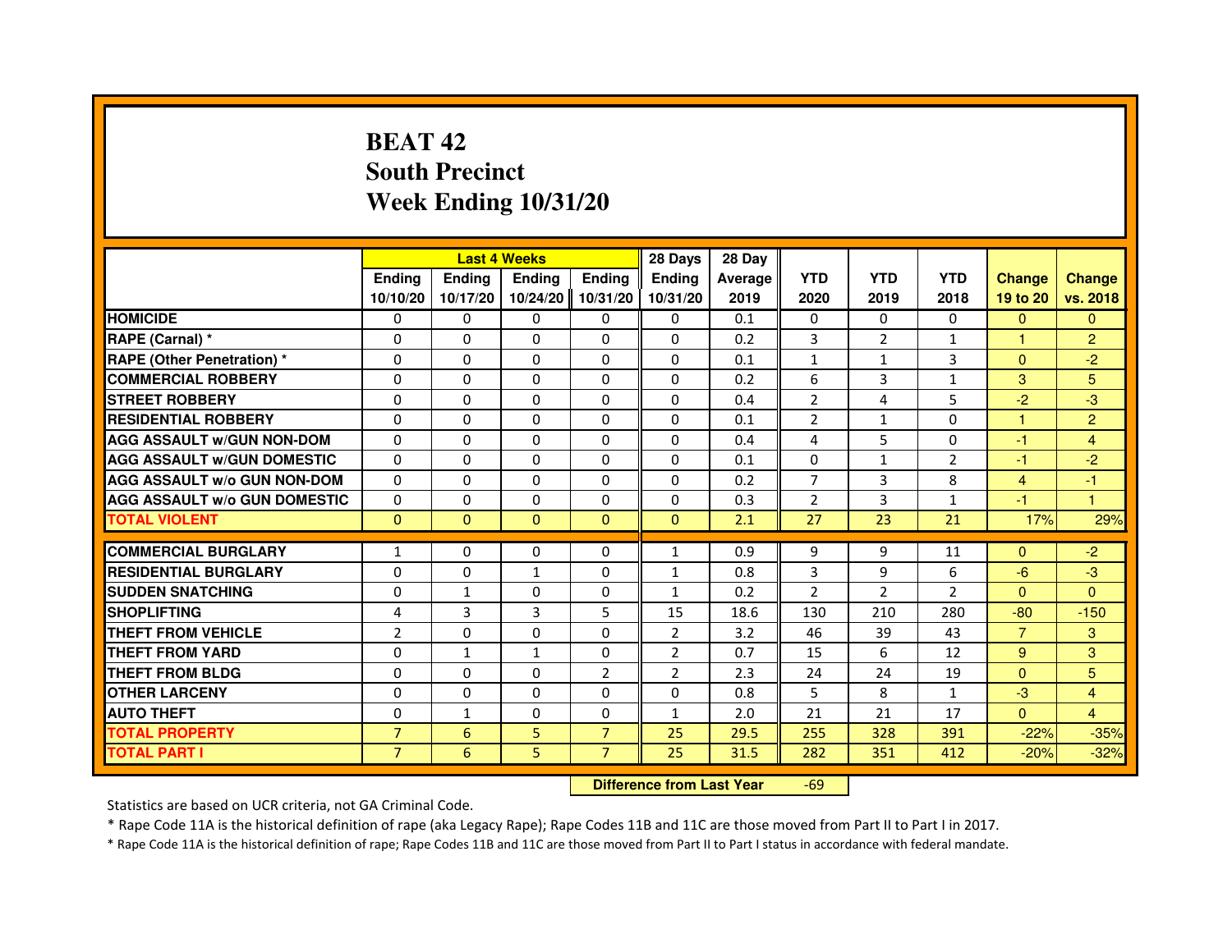# BEAT 42
## South Precinct
## Week Ending 10/31/20

| | Last 4 Weeks | | | | 28 Days | 28 Day | | | | | |
|---|---|---|---|---|---|---|---|---|---|---|---|
| | Ending 10/10/20 | Ending 10/17/20 | Ending 10/24/20 | Ending 10/31/20 | Ending 10/31/20 | Average 2019 | YTD 2020 | YTD 2019 | YTD 2018 | Change 19 to 20 | Change vs. 2018 |
| HOMICIDE | 0 | 0 | 0 | 0 | 0 | 0.1 | 0 | 0 | 0 | 0 | 0 |
| RAPE (Carnal) * | 0 | 0 | 0 | 0 | 0 | 0.2 | 3 | 2 | 1 | 1 | 2 |
| RAPE (Other Penetration) * | 0 | 0 | 0 | 0 | 0 | 0.1 | 1 | 1 | 3 | 0 | -2 |
| COMMERCIAL ROBBERY | 0 | 0 | 0 | 0 | 0 | 0.2 | 6 | 3 | 1 | 3 | 5 |
| STREET ROBBERY | 0 | 0 | 0 | 0 | 0 | 0.4 | 2 | 4 | 5 | -2 | -3 |
| RESIDENTIAL ROBBERY | 0 | 0 | 0 | 0 | 0 | 0.1 | 2 | 1 | 0 | 1 | 2 |
| AGG ASSAULT w/GUN NON-DOM | 0 | 0 | 0 | 0 | 0 | 0.4 | 4 | 5 | 0 | -1 | 4 |
| AGG ASSAULT w/GUN DOMESTIC | 0 | 0 | 0 | 0 | 0 | 0.1 | 0 | 1 | 2 | -1 | -2 |
| AGG ASSAULT w/o GUN NON-DOM | 0 | 0 | 0 | 0 | 0 | 0.2 | 7 | 3 | 8 | 4 | -1 |
| AGG ASSAULT w/o GUN DOMESTIC | 0 | 0 | 0 | 0 | 0 | 0.3 | 2 | 3 | 1 | -1 | 1 |
| TOTAL VIOLENT | 0 | 0 | 0 | 0 | 0 | 2.1 | 27 | 23 | 21 | 17% | 29% |
| COMMERCIAL BURGLARY | 1 | 0 | 0 | 0 | 1 | 0.9 | 9 | 9 | 11 | 0 | -2 |
| RESIDENTIAL BURGLARY | 0 | 0 | 1 | 0 | 1 | 0.8 | 3 | 9 | 6 | -6 | -3 |
| SUDDEN SNATCHING | 0 | 1 | 0 | 0 | 1 | 0.2 | 2 | 2 | 2 | 0 | 0 |
| SHOPLIFTING | 4 | 3 | 3 | 5 | 15 | 18.6 | 130 | 210 | 280 | -80 | -150 |
| THEFT FROM VEHICLE | 2 | 0 | 0 | 0 | 2 | 3.2 | 46 | 39 | 43 | 7 | 3 |
| THEFT FROM YARD | 0 | 1 | 1 | 0 | 2 | 0.7 | 15 | 6 | 12 | 9 | 3 |
| THEFT FROM BLDG | 0 | 0 | 0 | 2 | 2 | 2.3 | 24 | 24 | 19 | 0 | 5 |
| OTHER LARCENY | 0 | 0 | 0 | 0 | 0 | 0.8 | 5 | 8 | 1 | -3 | 4 |
| AUTO THEFT | 0 | 1 | 0 | 0 | 1 | 2.0 | 21 | 21 | 17 | 0 | 4 |
| TOTAL PROPERTY | 7 | 6 | 5 | 7 | 25 | 29.5 | 255 | 328 | 391 | -22% | -35% |
| TOTAL PART I | 7 | 6 | 5 | 7 | 25 | 31.5 | 282 | 351 | 412 | -20% | -32% |

**Difference from Last Year** -69

Statistics are based on UCR criteria, not GA Criminal Code.

* Rape Code 11A is the historical definition of rape (aka Legacy Rape); Rape Codes 11B and 11C are those moved from Part II to Part I in 2017.

* Rape Code 11A is the historical definition of rape; Rape Codes 11B and 11C are those moved from Part II to Part I status in accordance with federal mandate.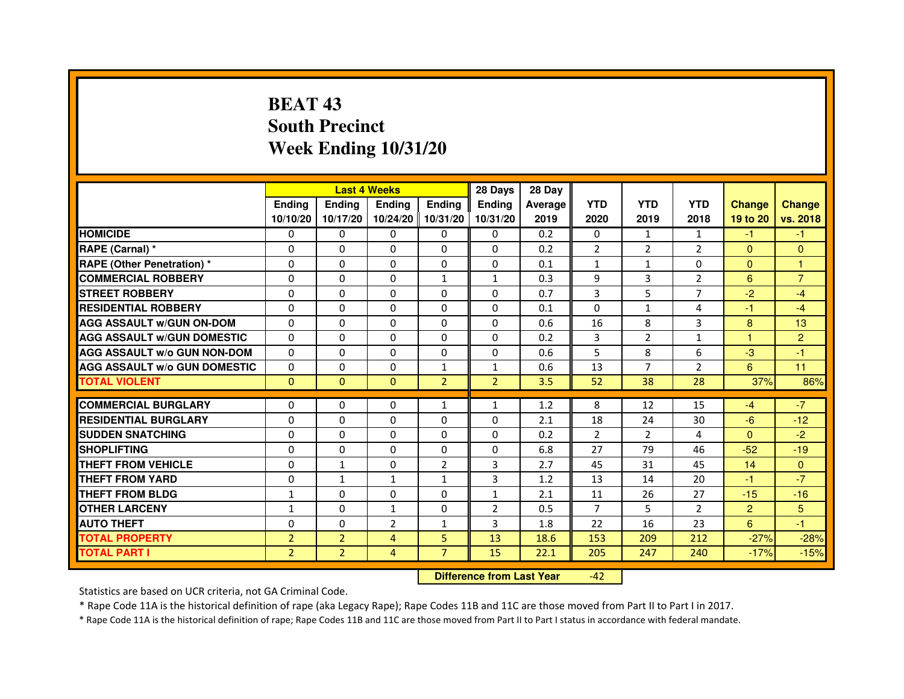# BEAT 43
## South Precinct
## Week Ending 10/31/20

| | Last 4 Weeks | | | | 28 Days | 28 Day | | | | | |
|---|---|---|---|---|---|---|---|---|---|---|---|
| | Ending 10/10/20 | Ending 10/17/20 | Ending 10/24/20 | Ending 10/31/20 | Ending 10/31/20 | Average 2019 | YTD 2020 | YTD 2019 | YTD 2018 | Change 19 to 20 | Change vs. 2018 |
| HOMICIDE | 0 | 0 | 0 | 0 | 0 | 0.2 | 0 | 1 | 1 | -1 | -1 |
| RAPE (Carnal) * | 0 | 0 | 0 | 0 | 0 | 0.2 | 2 | 2 | 2 | 0 | 0 |
| RAPE (Other Penetration) * | 0 | 0 | 0 | 0 | 0 | 0.1 | 1 | 1 | 0 | 0 | 1 |
| COMMERCIAL ROBBERY | 0 | 0 | 0 | 1 | 1 | 0.3 | 9 | 3 | 2 | 6 | 7 |
| STREET ROBBERY | 0 | 0 | 0 | 0 | 0 | 0.7 | 3 | 5 | 7 | -2 | -4 |
| RESIDENTIAL ROBBERY | 0 | 0 | 0 | 0 | 0 | 0.1 | 0 | 1 | 4 | -1 | -4 |
| AGG ASSAULT w/GUN ON-DOM | 0 | 0 | 0 | 0 | 0 | 0.6 | 16 | 8 | 3 | 8 | 13 |
| AGG ASSAULT w/GUN DOMESTIC | 0 | 0 | 0 | 0 | 0 | 0.2 | 3 | 2 | 1 | 1 | 2 |
| AGG ASSAULT w/o GUN NON-DOM | 0 | 0 | 0 | 0 | 0 | 0.6 | 5 | 8 | 6 | -3 | -1 |
| AGG ASSAULT w/o GUN DOMESTIC | 0 | 0 | 0 | 1 | 1 | 0.6 | 13 | 7 | 2 | 6 | 11 |
| TOTAL VIOLENT | 0 | 0 | 0 | 2 | 2 | 3.5 | 52 | 38 | 28 | 37% | 86% |
| COMMERCIAL BURGLARY | 0 | 0 | 0 | 1 | 1 | 1.2 | 8 | 12 | 15 | -4 | -7 |
| RESIDENTIAL BURGLARY | 0 | 0 | 0 | 0 | 0 | 2.1 | 18 | 24 | 30 | -6 | -12 |
| SUDDEN SNATCHING | 0 | 0 | 0 | 0 | 0 | 0.2 | 2 | 2 | 4 | 0 | -2 |
| SHOPLIFTING | 0 | 0 | 0 | 0 | 0 | 6.8 | 27 | 79 | 46 | -52 | -19 |
| THEFT FROM VEHICLE | 0 | 1 | 0 | 2 | 3 | 2.7 | 45 | 31 | 45 | 14 | 0 |
| THEFT FROM YARD | 0 | 1 | 1 | 1 | 3 | 1.2 | 13 | 14 | 20 | -1 | -7 |
| THEFT FROM BLDG | 1 | 0 | 0 | 0 | 1 | 2.1 | 11 | 26 | 27 | -15 | -16 |
| OTHER LARCENY | 1 | 0 | 1 | 0 | 2 | 0.5 | 7 | 5 | 2 | 2 | 5 |
| AUTO THEFT | 0 | 0 | 2 | 1 | 3 | 1.8 | 22 | 16 | 23 | 6 | -1 |
| TOTAL PROPERTY | 2 | 2 | 4 | 5 | 13 | 18.6 | 153 | 209 | 212 | -27% | -28% |
| TOTAL PART I | 2 | 2 | 4 | 7 | 15 | 22.1 | 205 | 247 | 240 | -17% | -15% |

**Difference from Last Year** -42

Statistics are based on UCR criteria, not GA Criminal Code.

* Rape Code 11A is the historical definition of rape (aka Legacy Rape); Rape Codes 11B and 11C are those moved from Part II to Part I in 2017.

* Rape Code 11A is the historical definition of rape; Rape Codes 11B and 11C are those moved from Part II to Part I status in accordance with federal mandate.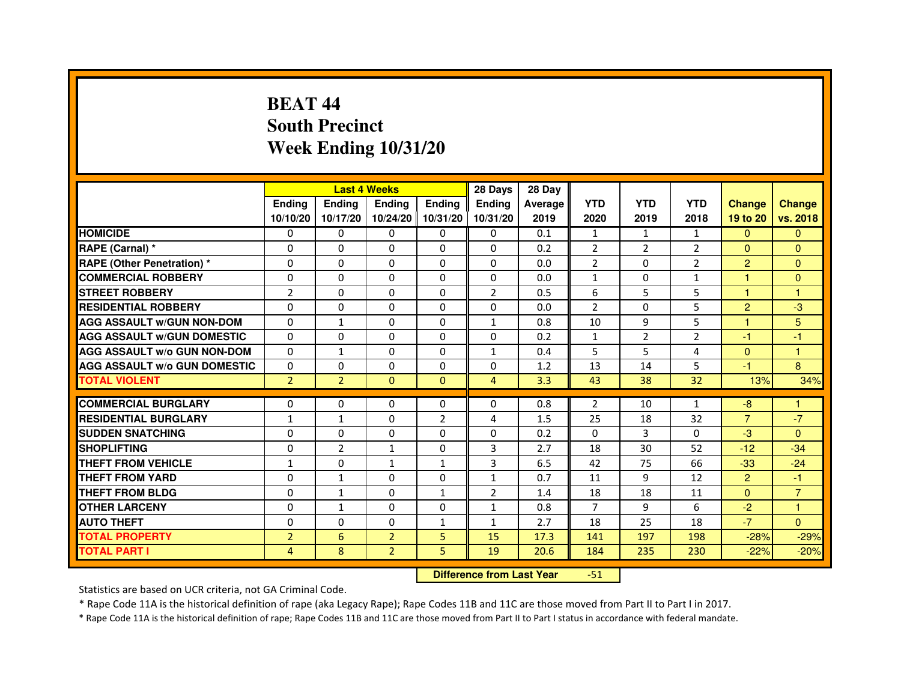# BEAT 44
## South Precinct
## Week Ending 10/31/20

| | Last 4 Weeks | | | | 28 Days | 28 Day | | | | | |
|---|---|---|---|---|---|---|---|---|---|---|---|
| | Ending 10/10/20 | Ending 10/17/20 | Ending 10/24/20 | Ending 10/31/20 | Ending 10/31/20 | Average 2019 | YTD 2020 | YTD 2019 | YTD 2018 | Change 19 to 20 | Change vs. 2018 |
| HOMICIDE | 0 | 0 | 0 | 0 | 0 | 0.1 | 1 | 1 | 1 | 0 | 0 |
| RAPE (Carnal) * | 0 | 0 | 0 | 0 | 0 | 0.2 | 2 | 2 | 2 | 0 | 0 |
| RAPE (Other Penetration) * | 0 | 0 | 0 | 0 | 0 | 0.0 | 2 | 0 | 2 | 2 | 0 |
| COMMERCIAL ROBBERY | 0 | 0 | 0 | 0 | 0 | 0.0 | 1 | 0 | 1 | 1 | 0 |
| STREET ROBBERY | 2 | 0 | 0 | 0 | 2 | 0.5 | 6 | 5 | 5 | 1 | 1 |
| RESIDENTIAL ROBBERY | 0 | 0 | 0 | 0 | 0 | 0.0 | 2 | 0 | 5 | 2 | -3 |
| AGG ASSAULT w/GUN NON-DOM | 0 | 1 | 0 | 0 | 1 | 0.8 | 10 | 9 | 5 | 1 | 5 |
| AGG ASSAULT w/GUN DOMESTIC | 0 | 0 | 0 | 0 | 0 | 0.2 | 1 | 2 | 2 | -1 | -1 |
| AGG ASSAULT w/o GUN NON-DOM | 0 | 1 | 0 | 0 | 1 | 0.4 | 5 | 5 | 4 | 0 | 1 |
| AGG ASSAULT w/o GUN DOMESTIC | 0 | 0 | 0 | 0 | 0 | 1.2 | 13 | 14 | 5 | -1 | 8 |
| TOTAL VIOLENT | 2 | 2 | 0 | 0 | 4 | 3.3 | 43 | 38 | 32 | 13% | 34% |
| COMMERCIAL BURGLARY | 0 | 0 | 0 | 0 | 0 | 0.8 | 2 | 10 | 1 | -8 | 1 |
| RESIDENTIAL BURGLARY | 1 | 1 | 0 | 2 | 4 | 1.5 | 25 | 18 | 32 | 7 | -7 |
| SUDDEN SNATCHING | 0 | 0 | 0 | 0 | 0 | 0.2 | 0 | 3 | 0 | -3 | 0 |
| SHOPLIFTING | 0 | 2 | 1 | 0 | 3 | 2.7 | 18 | 30 | 52 | -12 | -34 |
| THEFT FROM VEHICLE | 1 | 0 | 1 | 1 | 3 | 6.5 | 42 | 75 | 66 | -33 | -24 |
| THEFT FROM YARD | 0 | 1 | 0 | 0 | 1 | 0.7 | 11 | 9 | 12 | 2 | -1 |
| THEFT FROM BLDG | 0 | 1 | 0 | 1 | 2 | 1.4 | 18 | 18 | 11 | 0 | 7 |
| OTHER LARCENY | 0 | 1 | 0 | 0 | 1 | 0.8 | 7 | 9 | 6 | -2 | 1 |
| AUTO THEFT | 0 | 0 | 0 | 1 | 1 | 2.7 | 18 | 25 | 18 | -7 | 0 |
| TOTAL PROPERTY | 2 | 6 | 2 | 5 | 15 | 17.3 | 141 | 197 | 198 | -28% | -29% |
| TOTAL PART I | 4 | 8 | 2 | 5 | 19 | 20.6 | 184 | 235 | 230 | -22% | -20% |

| Difference from Last Year | -51 |
|---|---|

Statistics are based on UCR criteria, not GA Criminal Code.

* Rape Code 11A is the historical definition of rape (aka Legacy Rape); Rape Codes 11B and 11C are those moved from Part II to Part I in 2017.

* Rape Code 11A is the historical definition of rape; Rape Codes 11B and 11C are those moved from Part II to Part I status in accordance with federal mandate.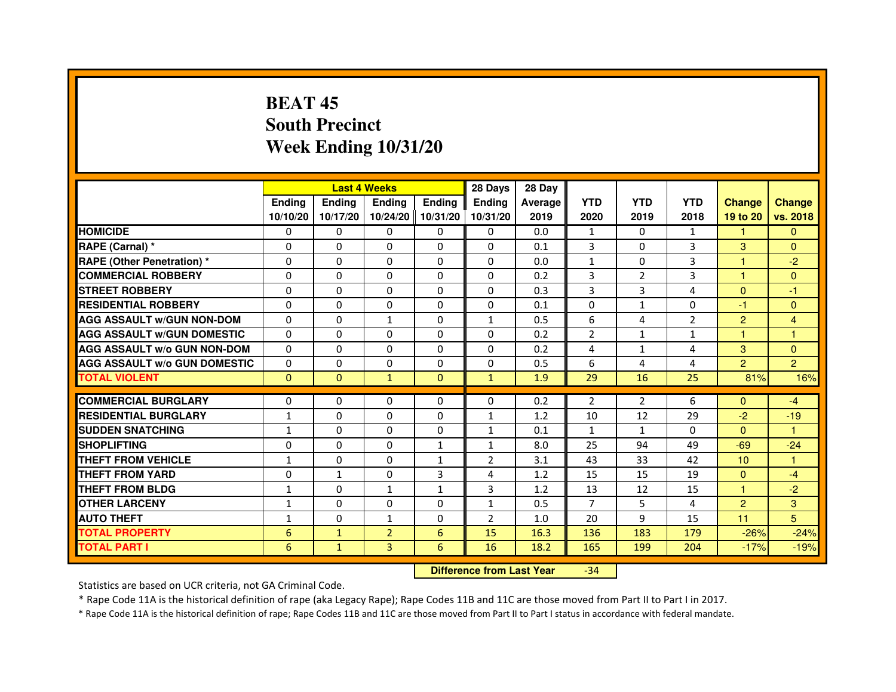# BEAT 45
## South Precinct
## Week Ending 10/31/20

| | Last 4 Weeks | | | | 28 Days | 28 Day | | | | | |
|---|---|---|---|---|---|---|---|---|---|---|---|
| | Ending 10/10/20 | Ending 10/17/20 | Ending 10/24/20 | Ending 10/31/20 | Ending 10/31/20 | Average 2019 | YTD 2020 | YTD 2019 | YTD 2018 | Change 19 to 20 | Change vs. 2018 |
| HOMICIDE | 0 | 0 | 0 | 0 | 0 | 0.0 | 1 | 0 | 1 | 1 | 0 |
| RAPE (Carnal) * | 0 | 0 | 0 | 0 | 0 | 0.1 | 3 | 0 | 3 | 3 | 0 |
| RAPE (Other Penetration) * | 0 | 0 | 0 | 0 | 0 | 0.0 | 1 | 0 | 3 | 1 | -2 |
| COMMERCIAL ROBBERY | 0 | 0 | 0 | 0 | 0 | 0.2 | 3 | 2 | 3 | 1 | 0 |
| STREET ROBBERY | 0 | 0 | 0 | 0 | 0 | 0.3 | 3 | 3 | 4 | 0 | -1 |
| RESIDENTIAL ROBBERY | 0 | 0 | 0 | 0 | 0 | 0.1 | 0 | 1 | 0 | -1 | 0 |
| AGG ASSAULT w/GUN NON-DOM | 0 | 0 | 1 | 0 | 1 | 0.5 | 6 | 4 | 2 | 2 | 4 |
| AGG ASSAULT w/GUN DOMESTIC | 0 | 0 | 0 | 0 | 0 | 0.2 | 2 | 1 | 1 | 1 | 1 |
| AGG ASSAULT w/o GUN NON-DOM | 0 | 0 | 0 | 0 | 0 | 0.2 | 4 | 1 | 4 | 3 | 0 |
| AGG ASSAULT w/o GUN DOMESTIC | 0 | 0 | 0 | 0 | 0 | 0.5 | 6 | 4 | 4 | 2 | 2 |
| TOTAL VIOLENT | 0 | 0 | 1 | 0 | 1 | 1.9 | 29 | 16 | 25 | 81% | 16% |
| COMMERCIAL BURGLARY | 0 | 0 | 0 | 0 | 0 | 0.2 | 2 | 2 | 6 | 0 | -4 |
| RESIDENTIAL BURGLARY | 1 | 0 | 0 | 0 | 1 | 1.2 | 10 | 12 | 29 | -2 | -19 |
| SUDDEN SNATCHING | 1 | 0 | 0 | 0 | 1 | 0.1 | 1 | 1 | 0 | 0 | 1 |
| SHOPLIFTING | 0 | 0 | 0 | 1 | 1 | 8.0 | 25 | 94 | 49 | -69 | -24 |
| THEFT FROM VEHICLE | 1 | 0 | 0 | 1 | 2 | 3.1 | 43 | 33 | 42 | 10 | 1 |
| THEFT FROM YARD | 0 | 1 | 0 | 3 | 4 | 1.2 | 15 | 15 | 19 | 0 | -4 |
| THEFT FROM BLDG | 1 | 0 | 1 | 1 | 3 | 1.2 | 13 | 12 | 15 | 1 | -2 |
| OTHER LARCENY | 1 | 0 | 0 | 0 | 1 | 0.5 | 7 | 5 | 4 | 2 | 3 |
| AUTO THEFT | 1 | 0 | 1 | 0 | 2 | 1.0 | 20 | 9 | 15 | 11 | 5 |
| TOTAL PROPERTY | 6 | 1 | 2 | 6 | 15 | 16.3 | 136 | 183 | 179 | -26% | -24% |
| TOTAL PART I | 6 | 1 | 3 | 6 | 16 | 18.2 | 165 | 199 | 204 | -17% | -19% |

**Difference from Last Year** -34

Statistics are based on UCR criteria, not GA Criminal Code.

* Rape Code 11A is the historical definition of rape (aka Legacy Rape); Rape Codes 11B and 11C are those moved from Part II to Part I in 2017.

* Rape Code 11A is the historical definition of rape; Rape Codes 11B and 11C are those moved from Part II to Part I status in accordance with federal mandate.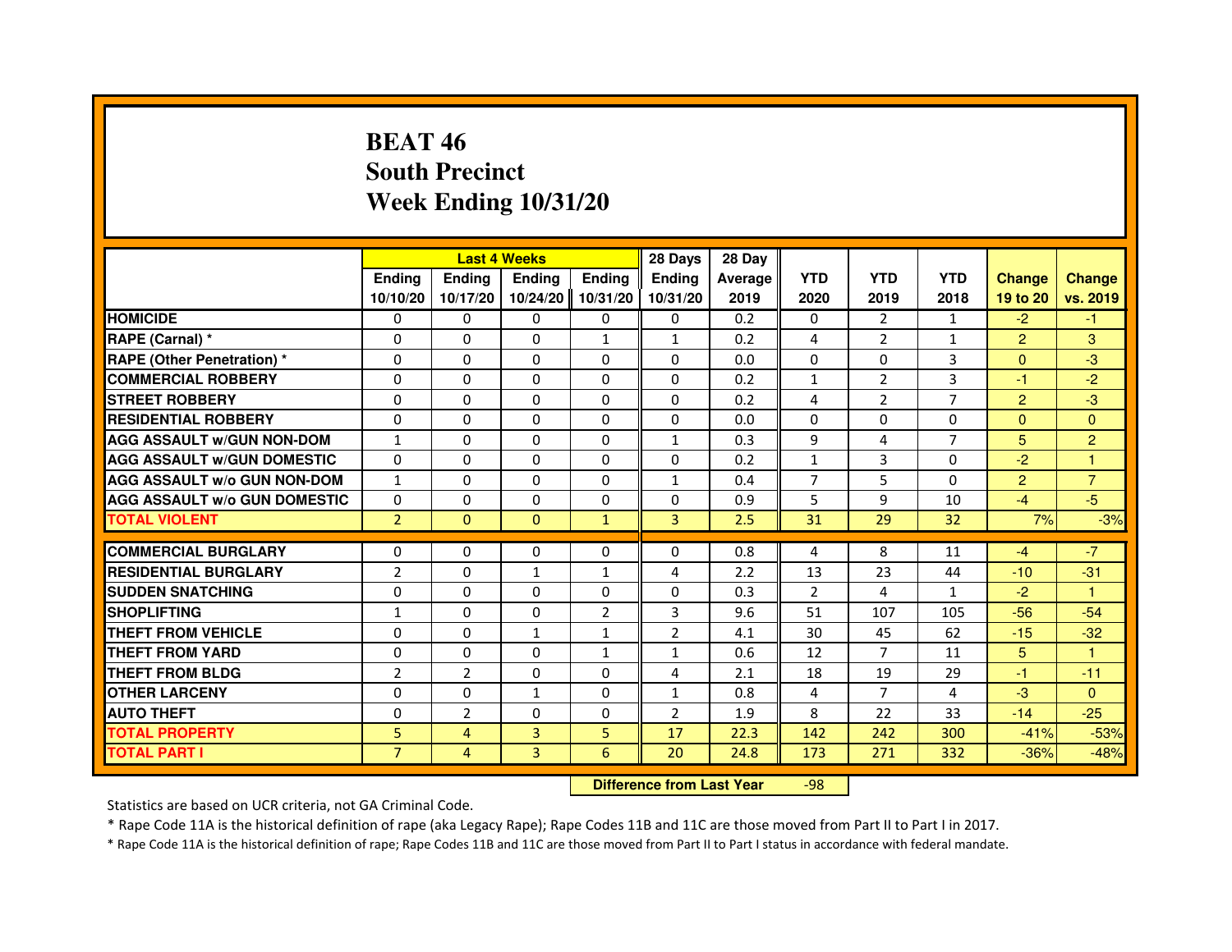# BEAT 46
## South Precinct
## Week Ending 10/31/20

| | Last 4 Weeks | | | | 28 Days | 28 Day | | | | | |
|---|---|---|---|---|---|---|---|---|---|---|---|
| | Ending 10/10/20 | Ending 10/17/20 | Ending 10/24/20 | Ending 10/31/20 | Ending 10/31/20 | Average 2019 | YTD 2020 | YTD 2019 | YTD 2018 | Change 19 to 20 | Change vs. 2019 |
| HOMICIDE | 0 | 0 | 0 | 0 | 0 | 0.2 | 0 | 2 | 1 | -2 | -1 |
| RAPE (Carnal) * | 0 | 0 | 0 | 1 | 1 | 0.2 | 4 | 2 | 1 | 2 | 3 |
| RAPE (Other Penetration) * | 0 | 0 | 0 | 0 | 0 | 0.0 | 0 | 0 | 3 | 0 | -3 |
| COMMERCIAL ROBBERY | 0 | 0 | 0 | 0 | 0 | 0.2 | 1 | 2 | 3 | -1 | -2 |
| STREET ROBBERY | 0 | 0 | 0 | 0 | 0 | 0.2 | 4 | 2 | 7 | 2 | -3 |
| RESIDENTIAL ROBBERY | 0 | 0 | 0 | 0 | 0 | 0.0 | 0 | 0 | 0 | 0 | 0 |
| AGG ASSAULT w/GUN NON-DOM | 1 | 0 | 0 | 0 | 1 | 0.3 | 9 | 4 | 7 | 5 | 2 |
| AGG ASSAULT w/GUN DOMESTIC | 0 | 0 | 0 | 0 | 0 | 0.2 | 1 | 3 | 0 | -2 | 1 |
| AGG ASSAULT w/o GUN NON-DOM | 1 | 0 | 0 | 0 | 1 | 0.4 | 7 | 5 | 0 | 2 | 7 |
| AGG ASSAULT w/o GUN DOMESTIC | 0 | 0 | 0 | 0 | 0 | 0.9 | 5 | 9 | 10 | -4 | -5 |
| TOTAL VIOLENT | 2 | 0 | 0 | 1 | 3 | 2.5 | 31 | 29 | 32 | 7% | -3% |
| COMMERCIAL BURGLARY | 0 | 0 | 0 | 0 | 0 | 0.8 | 4 | 8 | 11 | -4 | -7 |
| RESIDENTIAL BURGLARY | 2 | 0 | 1 | 1 | 4 | 2.2 | 13 | 23 | 44 | -10 | -31 |
| SUDDEN SNATCHING | 0 | 0 | 0 | 0 | 0 | 0.3 | 2 | 4 | 1 | -2 | 1 |
| SHOPLIFTING | 1 | 0 | 0 | 2 | 3 | 9.6 | 51 | 107 | 105 | -56 | -54 |
| THEFT FROM VEHICLE | 0 | 0 | 1 | 1 | 2 | 4.1 | 30 | 45 | 62 | -15 | -32 |
| THEFT FROM YARD | 0 | 0 | 0 | 1 | 1 | 0.6 | 12 | 7 | 11 | 5 | 1 |
| THEFT FROM BLDG | 2 | 2 | 0 | 0 | 4 | 2.1 | 18 | 19 | 29 | -1 | -11 |
| OTHER LARCENY | 0 | 0 | 1 | 0 | 1 | 0.8 | 4 | 7 | 4 | -3 | 0 |
| AUTO THEFT | 0 | 2 | 0 | 0 | 2 | 1.9 | 8 | 22 | 33 | -14 | -25 |
| TOTAL PROPERTY | 5 | 4 | 3 | 5 | 17 | 22.3 | 142 | 242 | 300 | -41% | -53% |
| TOTAL PART I | 7 | 4 | 3 | 6 | 20 | 24.8 | 173 | 271 | 332 | -36% | -48% |

**Difference from Last Year** -98

Statistics are based on UCR criteria, not GA Criminal Code.

* Rape Code 11A is the historical definition of rape (aka Legacy Rape); Rape Codes 11B and 11C are those moved from Part II to Part I in 2017.

* Rape Code 11A is the historical definition of rape; Rape Codes 11B and 11C are those moved from Part II to Part I status in accordance with federal mandate.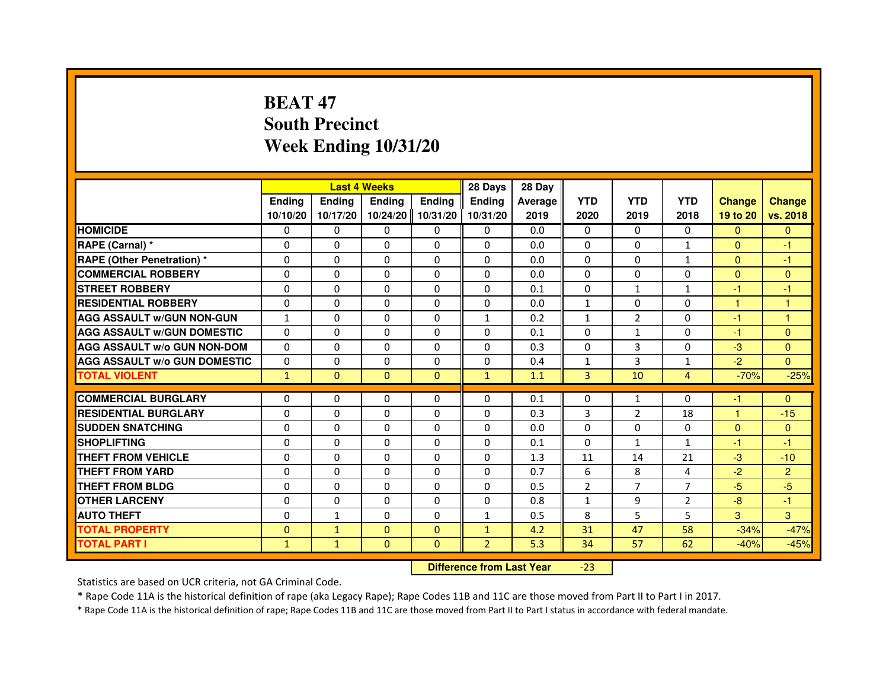# BEAT 47
# South Precinct
# Week Ending 10/31/20

| | Last 4 Weeks | | | | 28 Days | 28 Day | | | | | |
|---|---|---|---|---|---|---|---|---|---|---|---|
| | Ending 10/10/20 | Ending 10/17/20 | Ending 10/24/20 | Ending 10/31/20 | Ending 10/31/20 | Average 2019 | YTD 2020 | YTD 2019 | YTD 2018 | Change 19 to 20 | Change vs. 2018 |
| HOMICIDE | 0 | 0 | 0 | 0 | 0 | 0.0 | 0 | 0 | 0 | 0 | 0 |
| RAPE (Carnal) * | 0 | 0 | 0 | 0 | 0 | 0.0 | 0 | 0 | 1 | 0 | -1 |
| RAPE (Other Penetration) * | 0 | 0 | 0 | 0 | 0 | 0.0 | 0 | 0 | 1 | 0 | -1 |
| COMMERCIAL ROBBERY | 0 | 0 | 0 | 0 | 0 | 0.0 | 0 | 0 | 0 | 0 | 0 |
| STREET ROBBERY | 0 | 0 | 0 | 0 | 0 | 0.1 | 0 | 1 | 1 | -1 | -1 |
| RESIDENTIAL ROBBERY | 0 | 0 | 0 | 0 | 0 | 0.0 | 1 | 0 | 0 | 1 | 1 |
| AGG ASSAULT w/GUN NON-GUN | 1 | 0 | 0 | 0 | 1 | 0.2 | 1 | 2 | 0 | -1 | 1 |
| AGG ASSAULT w/GUN DOMESTIC | 0 | 0 | 0 | 0 | 0 | 0.1 | 0 | 1 | 0 | -1 | 0 |
| AGG ASSAULT w/o GUN NON-DOM | 0 | 0 | 0 | 0 | 0 | 0.3 | 0 | 3 | 0 | -3 | 0 |
| AGG ASSAULT w/o GUN DOMESTIC | 0 | 0 | 0 | 0 | 0 | 0.4 | 1 | 3 | 1 | -2 | 0 |
| TOTAL VIOLENT | 1 | 0 | 0 | 0 | 1 | 1.1 | 3 | 10 | 4 | -70% | -25% |
| COMMERCIAL BURGLARY | 0 | 0 | 0 | 0 | 0 | 0.1 | 0 | 1 | 0 | -1 | 0 |
| RESIDENTIAL BURGLARY | 0 | 0 | 0 | 0 | 0 | 0.3 | 3 | 2 | 18 | 1 | -15 |
| SUDDEN SNATCHING | 0 | 0 | 0 | 0 | 0 | 0.0 | 0 | 0 | 0 | 0 | 0 |
| SHOPLIFTING | 0 | 0 | 0 | 0 | 0 | 0.1 | 0 | 1 | 1 | -1 | -1 |
| THEFT FROM VEHICLE | 0 | 0 | 0 | 0 | 0 | 1.3 | 11 | 14 | 21 | -3 | -10 |
| THEFT FROM YARD | 0 | 0 | 0 | 0 | 0 | 0.7 | 6 | 8 | 4 | -2 | 2 |
| THEFT FROM BLDG | 0 | 0 | 0 | 0 | 0 | 0.5 | 2 | 7 | 7 | -5 | -5 |
| OTHER LARCENY | 0 | 0 | 0 | 0 | 0 | 0.8 | 1 | 9 | 2 | -8 | -1 |
| AUTO THEFT | 0 | 1 | 0 | 0 | 1 | 0.5 | 8 | 5 | 5 | 3 | 3 |
| TOTAL PROPERTY | 0 | 1 | 0 | 0 | 1 | 4.2 | 31 | 47 | 58 | -34% | -47% |
| TOTAL PART I | 1 | 1 | 0 | 0 | 2 | 5.3 | 34 | 57 | 62 | -40% | -45% |

**Difference from Last Year** -23

Statistics are based on UCR criteria, not GA Criminal Code.

* Rape Code 11A is the historical definition of rape (aka Legacy Rape); Rape Codes 11B and 11C are those moved from Part II to Part I in 2017.

* Rape Code 11A is the historical definition of rape; Rape Codes 11B and 11C are those moved from Part II to Part I status in accordance with federal mandate.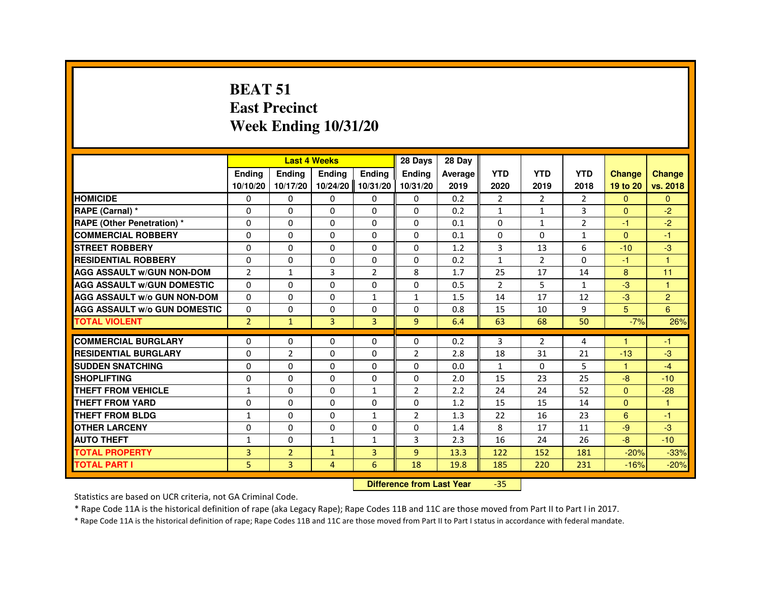# BEAT 51
# East Precinct
# Week Ending 10/31/20

| | Last 4 Weeks | | | | 28 Days | 28 Day | | | | | |
|---|---|---|---|---|---|---|---|---|---|---|---|
| | Ending 10/10/20 | Ending 10/17/20 | Ending 10/24/20 | Ending 10/31/20 | Ending 10/31/20 | Average 2019 | YTD 2020 | YTD 2019 | YTD 2018 | Change 19 to 20 | Change vs. 2018 |
| HOMICIDE | 0 | 0 | 0 | 0 | 0 | 0.2 | 2 | 2 | 2 | 0 | 0 |
| RAPE (Carnal) * | 0 | 0 | 0 | 0 | 0 | 0.2 | 1 | 1 | 3 | 0 | -2 |
| RAPE (Other Penetration) * | 0 | 0 | 0 | 0 | 0 | 0.1 | 0 | 1 | 2 | -1 | -2 |
| COMMERCIAL ROBBERY | 0 | 0 | 0 | 0 | 0 | 0.1 | 0 | 0 | 1 | 0 | -1 |
| STREET ROBBERY | 0 | 0 | 0 | 0 | 0 | 1.2 | 3 | 13 | 6 | -10 | -3 |
| RESIDENTIAL ROBBERY | 0 | 0 | 0 | 0 | 0 | 0.2 | 1 | 2 | 0 | -1 | 1 |
| AGG ASSAULT w/GUN NON-DOM | 2 | 1 | 3 | 2 | 8 | 1.7 | 25 | 17 | 14 | 8 | 11 |
| AGG ASSAULT w/GUN DOMESTIC | 0 | 0 | 0 | 0 | 0 | 0.5 | 2 | 5 | 1 | -3 | 1 |
| AGG ASSAULT w/o GUN NON-DOM | 0 | 0 | 0 | 1 | 1 | 1.5 | 14 | 17 | 12 | -3 | 2 |
| AGG ASSAULT w/o GUN DOMESTIC | 0 | 0 | 0 | 0 | 0 | 0.8 | 15 | 10 | 9 | 5 | 6 |
| TOTAL VIOLENT | 2 | 1 | 3 | 3 | 9 | 6.4 | 63 | 68 | 50 | -7% | 26% |
| COMMERCIAL BURGLARY | 0 | 0 | 0 | 0 | 0 | 0.2 | 3 | 2 | 4 | 1 | -1 |
| RESIDENTIAL BURGLARY | 0 | 2 | 0 | 0 | 2 | 2.8 | 18 | 31 | 21 | -13 | -3 |
| SUDDEN SNATCHING | 0 | 0 | 0 | 0 | 0 | 0.0 | 1 | 0 | 5 | 1 | -4 |
| SHOPLIFTING | 0 | 0 | 0 | 0 | 0 | 2.0 | 15 | 23 | 25 | -8 | -10 |
| THEFT FROM VEHICLE | 1 | 0 | 0 | 1 | 2 | 2.2 | 24 | 24 | 52 | 0 | -28 |
| THEFT FROM YARD | 0 | 0 | 0 | 0 | 0 | 1.2 | 15 | 15 | 14 | 0 | 1 |
| THEFT FROM BLDG | 1 | 0 | 0 | 1 | 2 | 1.3 | 22 | 16 | 23 | 6 | -1 |
| OTHER LARCENY | 0 | 0 | 0 | 0 | 0 | 1.4 | 8 | 17 | 11 | -9 | -3 |
| AUTO THEFT | 1 | 0 | 1 | 1 | 3 | 2.3 | 16 | 24 | 26 | -8 | -10 |
| TOTAL PROPERTY | 3 | 2 | 1 | 3 | 9 | 13.3 | 122 | 152 | 181 | -20% | -33% |
| TOTAL PART I | 5 | 3 | 4 | 6 | 18 | 19.8 | 185 | 220 | 231 | -16% | -20% |

**Difference from Last Year** -35

Statistics are based on UCR criteria, not GA Criminal Code.

* Rape Code 11A is the historical definition of rape (aka Legacy Rape); Rape Codes 11B and 11C are those moved from Part II to Part I in 2017.

* Rape Code 11A is the historical definition of rape; Rape Codes 11B and 11C are those moved from Part II to Part I status in accordance with federal mandate.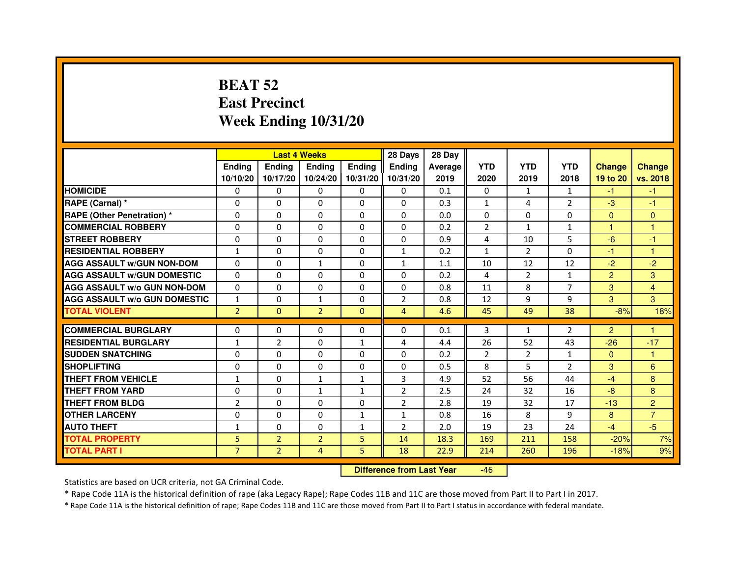# BEAT 52
# East Precinct
# Week Ending 10/31/20

| | Last 4 Weeks | | | | 28 Days | 28 Day | | | | | |
|---|---|---|---|---|---|---|---|---|---|---|---|
| | Ending 10/10/20 | Ending 10/17/20 | Ending 10/24/20 | Ending 10/31/20 | Ending 10/31/20 | Average 2019 | YTD 2020 | YTD 2019 | YTD 2018 | Change 19 to 20 | Change vs. 2018 |
| HOMICIDE | 0 | 0 | 0 | 0 | 0 | 0.1 | 0 | 1 | 1 | -1 | -1 |
| RAPE (Carnal) * | 0 | 0 | 0 | 0 | 0 | 0.3 | 1 | 4 | 2 | -3 | -1 |
| RAPE (Other Penetration) * | 0 | 0 | 0 | 0 | 0 | 0.0 | 0 | 0 | 0 | 0 | 0 |
| COMMERCIAL ROBBERY | 0 | 0 | 0 | 0 | 0 | 0.2 | 2 | 1 | 1 | 1 | 1 |
| STREET ROBBERY | 0 | 0 | 0 | 0 | 0 | 0.9 | 4 | 10 | 5 | -6 | -1 |
| RESIDENTIAL ROBBERY | 1 | 0 | 0 | 0 | 1 | 0.2 | 1 | 2 | 0 | -1 | 1 |
| AGG ASSAULT w/GUN NON-DOM | 0 | 0 | 1 | 0 | 1 | 1.1 | 10 | 12 | 12 | -2 | -2 |
| AGG ASSAULT w/GUN DOMESTIC | 0 | 0 | 0 | 0 | 0 | 0.2 | 4 | 2 | 1 | 2 | 3 |
| AGG ASSAULT w/o GUN NON-DOM | 0 | 0 | 0 | 0 | 0 | 0.8 | 11 | 8 | 7 | 3 | 4 |
| AGG ASSAULT w/o GUN DOMESTIC | 1 | 0 | 1 | 0 | 2 | 0.8 | 12 | 9 | 9 | 3 | 3 |
| TOTAL VIOLENT | 2 | 0 | 2 | 0 | 4 | 4.6 | 45 | 49 | 38 | -8% | 18% |
| COMMERCIAL BURGLARY | 0 | 0 | 0 | 0 | 0 | 0.1 | 3 | 1 | 2 | 2 | 1 |
| RESIDENTIAL BURGLARY | 1 | 2 | 0 | 1 | 4 | 4.4 | 26 | 52 | 43 | -26 | -17 |
| SUDDEN SNATCHING | 0 | 0 | 0 | 0 | 0 | 0.2 | 2 | 2 | 1 | 0 | 1 |
| SHOPLIFTING | 0 | 0 | 0 | 0 | 0 | 0.5 | 8 | 5 | 2 | 3 | 6 |
| THEFT FROM VEHICLE | 1 | 0 | 1 | 1 | 3 | 4.9 | 52 | 56 | 44 | -4 | 8 |
| THEFT FROM YARD | 0 | 0 | 1 | 1 | 2 | 2.5 | 24 | 32 | 16 | -8 | 8 |
| THEFT FROM BLDG | 2 | 0 | 0 | 0 | 2 | 2.8 | 19 | 32 | 17 | -13 | 2 |
| OTHER LARCENY | 0 | 0 | 0 | 1 | 1 | 0.8 | 16 | 8 | 9 | 8 | 7 |
| AUTO THEFT | 1 | 0 | 0 | 1 | 2 | 2.0 | 19 | 23 | 24 | -4 | -5 |
| TOTAL PROPERTY | 5 | 2 | 2 | 5 | 14 | 18.3 | 169 | 211 | 158 | -20% | 7% |
| TOTAL PART I | 7 | 2 | 4 | 5 | 18 | 22.9 | 214 | 260 | 196 | -18% | 9% |

**Difference from Last Year** -46

Statistics are based on UCR criteria, not GA Criminal Code.

* Rape Code 11A is the historical definition of rape (aka Legacy Rape); Rape Codes 11B and 11C are those moved from Part II to Part I in 2017.

* Rape Code 11A is the historical definition of rape; Rape Codes 11B and 11C are those moved from Part II to Part I status in accordance with federal mandate.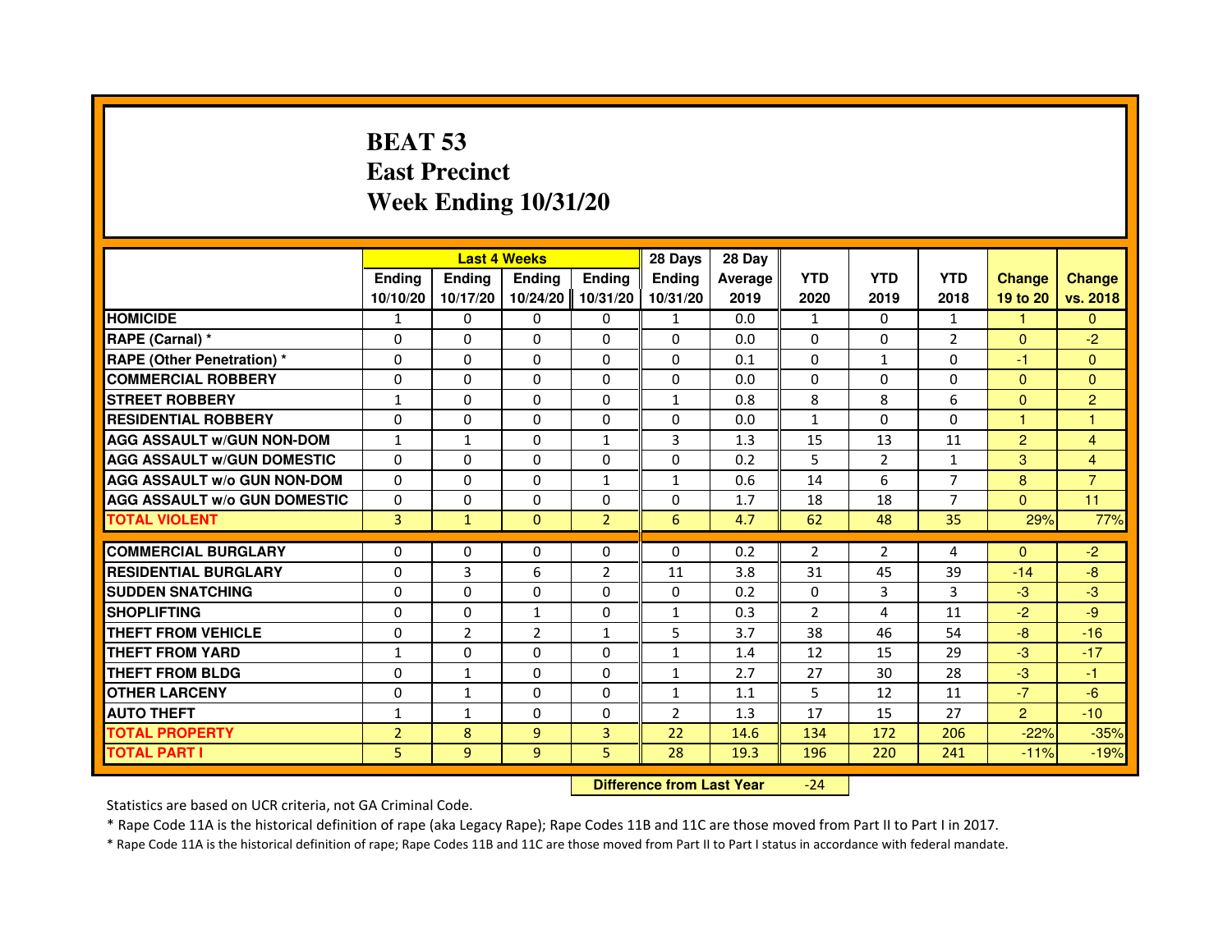# BEAT 53
# East Precinct
# Week Ending 10/31/20

| | Last 4 Weeks | | | | 28 Days | 28 Day | | | | | |
|---|---|---|---|---|---|---|---|---|---|---|---|
| | Ending 10/10/20 | Ending 10/17/20 | Ending 10/24/20 | Ending 10/31/20 | Ending 10/31/20 | Average 2019 | YTD 2020 | YTD 2019 | YTD 2018 | Change 19 to 20 | Change vs. 2018 |
| HOMICIDE | 1 | 0 | 0 | 0 | 1 | 0.0 | 1 | 0 | 1 | 1 | 0 |
| RAPE (Carnal) * | 0 | 0 | 0 | 0 | 0 | 0.0 | 0 | 0 | 2 | 0 | -2 |
| RAPE (Other Penetration) * | 0 | 0 | 0 | 0 | 0 | 0.1 | 0 | 1 | 0 | -1 | 0 |
| COMMERCIAL ROBBERY | 0 | 0 | 0 | 0 | 0 | 0.0 | 0 | 0 | 0 | 0 | 0 |
| STREET ROBBERY | 1 | 0 | 0 | 0 | 1 | 0.8 | 8 | 8 | 6 | 0 | 2 |
| RESIDENTIAL ROBBERY | 0 | 0 | 0 | 0 | 0 | 0.0 | 1 | 0 | 0 | 1 | 1 |
| AGG ASSAULT w/GUN NON-DOM | 1 | 1 | 0 | 1 | 3 | 1.3 | 15 | 13 | 11 | 2 | 4 |
| AGG ASSAULT w/GUN DOMESTIC | 0 | 0 | 0 | 0 | 0 | 0.2 | 5 | 2 | 1 | 3 | 4 |
| AGG ASSAULT w/o GUN NON-DOM | 0 | 0 | 0 | 1 | 1 | 0.6 | 14 | 6 | 7 | 8 | 7 |
| AGG ASSAULT w/o GUN DOMESTIC | 0 | 0 | 0 | 0 | 0 | 1.7 | 18 | 18 | 7 | 0 | 11 |
| TOTAL VIOLENT | 3 | 1 | 0 | 2 | 6 | 4.7 | 62 | 48 | 35 | 29% | 77% |
| COMMERCIAL BURGLARY | 0 | 0 | 0 | 0 | 0 | 0.2 | 2 | 2 | 4 | 0 | -2 |
| RESIDENTIAL BURGLARY | 0 | 3 | 6 | 2 | 11 | 3.8 | 31 | 45 | 39 | -14 | -8 |
| SUDDEN SNATCHING | 0 | 0 | 0 | 0 | 0 | 0.2 | 0 | 3 | 3 | -3 | -3 |
| SHOPLIFTING | 0 | 0 | 1 | 0 | 1 | 0.3 | 2 | 4 | 11 | -2 | -9 |
| THEFT FROM VEHICLE | 0 | 2 | 2 | 1 | 5 | 3.7 | 38 | 46 | 54 | -8 | -16 |
| THEFT FROM YARD | 1 | 0 | 0 | 0 | 1 | 1.4 | 12 | 15 | 29 | -3 | -17 |
| THEFT FROM BLDG | 0 | 1 | 0 | 0 | 1 | 2.7 | 27 | 30 | 28 | -3 | -1 |
| OTHER LARCENY | 0 | 1 | 0 | 0 | 1 | 1.1 | 5 | 12 | 11 | -7 | -6 |
| AUTO THEFT | 1 | 1 | 0 | 0 | 2 | 1.3 | 17 | 15 | 27 | 2 | -10 |
| TOTAL PROPERTY | 2 | 8 | 9 | 3 | 22 | 14.6 | 134 | 172 | 206 | -22% | -35% |
| TOTAL PART I | 5 | 9 | 9 | 5 | 28 | 19.3 | 196 | 220 | 241 | -11% | -19% |

**Difference from Last Year** -24

Statistics are based on UCR criteria, not GA Criminal Code.

* Rape Code 11A is the historical definition of rape (aka Legacy Rape); Rape Codes 11B and 11C are those moved from Part II to Part I in 2017.

* Rape Code 11A is the historical definition of rape; Rape Codes 11B and 11C are those moved from Part II to Part I status in accordance with federal mandate.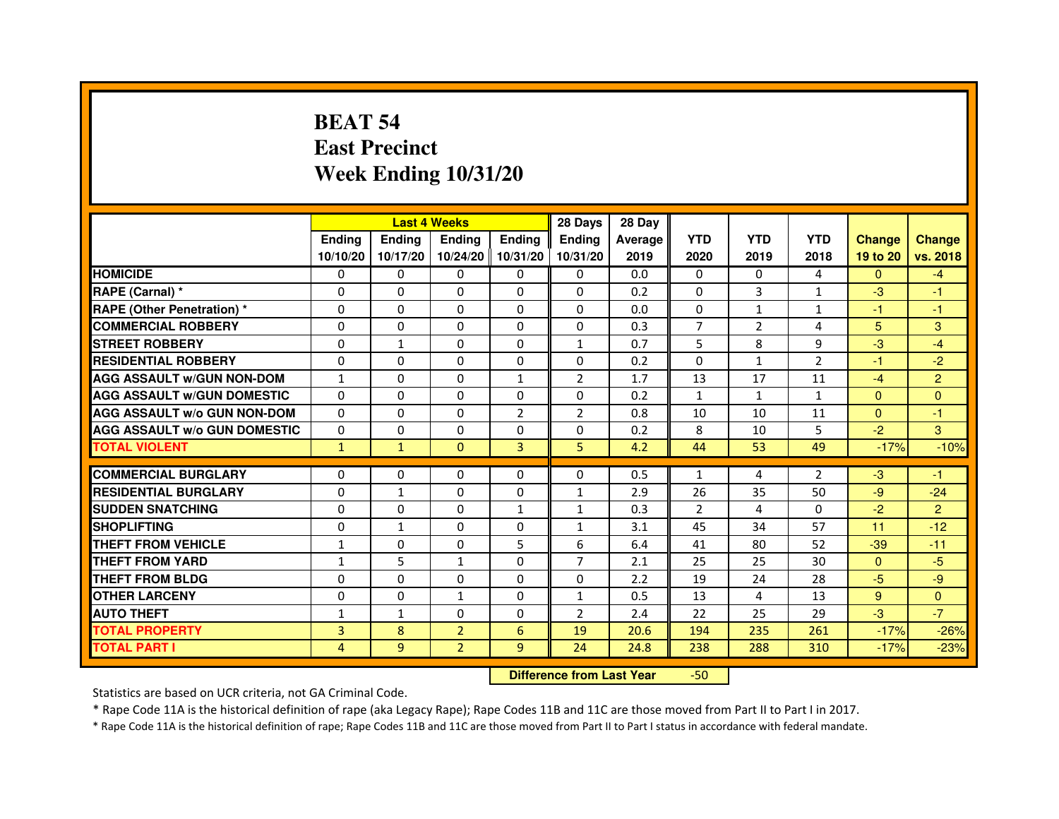# BEAT 54
# East Precinct
# Week Ending 10/31/20

| | Last 4 Weeks | | | | 28 Days | 28 Day | | | | | |
|---|---|---|---|---|---|---|---|---|---|---|---|
| | Ending 10/10/20 | Ending 10/17/20 | Ending 10/24/20 | Ending 10/31/20 | Ending 10/31/20 | Average 2019 | YTD 2020 | YTD 2019 | YTD 2018 | Change 19 to 20 | Change vs. 2018 |
| **HOMICIDE** | 0 | 0 | 0 | 0 | 0 | 0.0 | 0 | 0 | 4 | 0 | -4 |
| **RAPE (Carnal) *** | 0 | 0 | 0 | 0 | 0 | 0.2 | 0 | 3 | 1 | -3 | -1 |
| **RAPE (Other Penetration) *** | 0 | 0 | 0 | 0 | 0 | 0.0 | 0 | 1 | 1 | -1 | -1 |
| **COMMERCIAL ROBBERY** | 0 | 0 | 0 | 0 | 0 | 0.3 | 7 | 2 | 4 | 5 | 3 |
| **STREET ROBBERY** | 0 | 1 | 0 | 0 | 1 | 0.7 | 5 | 8 | 9 | -3 | -4 |
| **RESIDENTIAL ROBBERY** | 0 | 0 | 0 | 0 | 0 | 0.2 | 0 | 1 | 2 | -1 | -2 |
| **AGG ASSAULT w/GUN NON-DOM** | 1 | 0 | 0 | 1 | 2 | 1.7 | 13 | 17 | 11 | -4 | 2 |
| **AGG ASSAULT w/GUN DOMESTIC** | 0 | 0 | 0 | 0 | 0 | 0.2 | 1 | 1 | 1 | 0 | 0 |
| **AGG ASSAULT w/o GUN NON-DOM** | 0 | 0 | 0 | 2 | 2 | 0.8 | 10 | 10 | 11 | 0 | -1 |
| **AGG ASSAULT w/o GUN DOMESTIC** | 0 | 0 | 0 | 0 | 0 | 0.2 | 8 | 10 | 5 | -2 | 3 |
| **TOTAL VIOLENT** | 1 | 1 | 0 | 3 | 5 | 4.2 | 44 | 53 | 49 | -17% | -10% |
| **COMMERCIAL BURGLARY** | 0 | 0 | 0 | 0 | 0 | 0.5 | 1 | 4 | 2 | -3 | -1 |
| **RESIDENTIAL BURGLARY** | 0 | 1 | 0 | 0 | 1 | 2.9 | 26 | 35 | 50 | -9 | -24 |
| **SUDDEN SNATCHING** | 0 | 0 | 0 | 1 | 1 | 0.3 | 2 | 4 | 0 | -2 | 2 |
| **SHOPLIFTING** | 0 | 1 | 0 | 0 | 1 | 3.1 | 45 | 34 | 57 | 11 | -12 |
| **THEFT FROM VEHICLE** | 1 | 0 | 0 | 5 | 6 | 6.4 | 41 | 80 | 52 | -39 | -11 |
| **THEFT FROM YARD** | 1 | 5 | 1 | 0 | 7 | 2.1 | 25 | 25 | 30 | 0 | -5 |
| **THEFT FROM BLDG** | 0 | 0 | 0 | 0 | 0 | 2.2 | 19 | 24 | 28 | -5 | -9 |
| **OTHER LARCENY** | 0 | 0 | 1 | 0 | 1 | 0.5 | 13 | 4 | 13 | 9 | 0 |
| **AUTO THEFT** | 1 | 1 | 0 | 0 | 2 | 2.4 | 22 | 25 | 29 | -3 | -7 |
| **TOTAL PROPERTY** | 3 | 8 | 2 | 6 | 19 | 20.6 | 194 | 235 | 261 | -17% | -26% |
| **TOTAL PART I** | 4 | 9 | 2 | 9 | 24 | 24.8 | 238 | 288 | 310 | -17% | -23% |

**Difference from Last Year** -50

Statistics are based on UCR criteria, not GA Criminal Code.

* Rape Code 11A is the historical definition of rape (aka Legacy Rape); Rape Codes 11B and 11C are those moved from Part II to Part I in 2017.

* Rape Code 11A is the historical definition of rape; Rape Codes 11B and 11C are those moved from Part II to Part I status in accordance with federal mandate.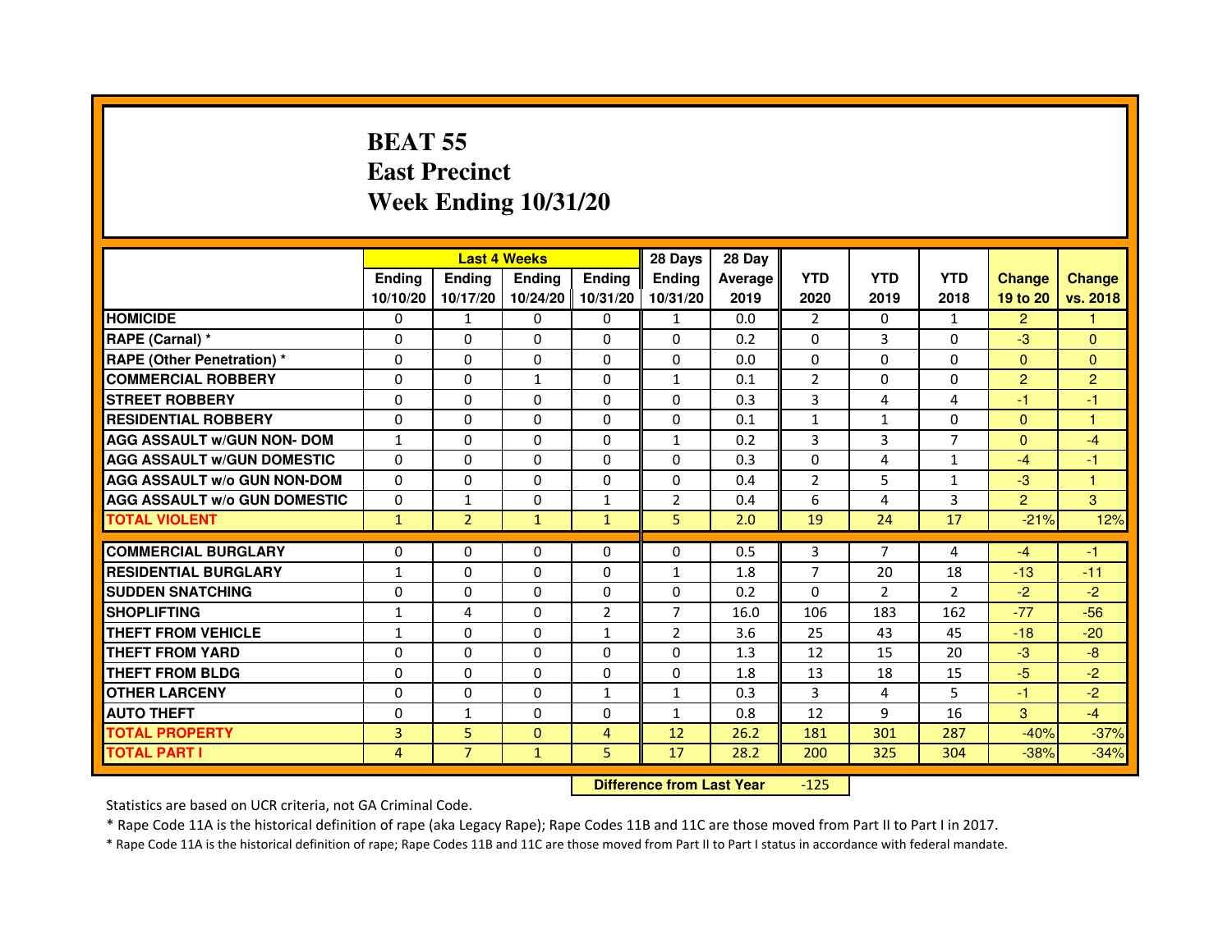# BEAT 55
# East Precinct
# Week Ending 10/31/20

| | Last 4 Weeks | | | | 28 Days | 28 Day | | | | | |
|---|---|---|---|---|---|---|---|---|---|---|---|
| | Ending 10/10/20 | Ending 10/17/20 | Ending 10/24/20 | Ending 10/31/20 | Ending 10/31/20 | Average 2019 | YTD 2020 | YTD 2019 | YTD 2018 | Change 19 to 20 | Change vs. 2018 |
| HOMICIDE | 0 | 1 | 0 | 0 | 1 | 0.0 | 2 | 0 | 1 | 2 | 1 |
| RAPE (Carnal) * | 0 | 0 | 0 | 0 | 0 | 0.2 | 0 | 3 | 0 | -3 | 0 |
| RAPE (Other Penetration) * | 0 | 0 | 0 | 0 | 0 | 0.0 | 0 | 0 | 0 | 0 | 0 |
| COMMERCIAL ROBBERY | 0 | 0 | 1 | 0 | 1 | 0.1 | 2 | 0 | 0 | 2 | 2 |
| STREET ROBBERY | 0 | 0 | 0 | 0 | 0 | 0.3 | 3 | 4 | 4 | -1 | -1 |
| RESIDENTIAL ROBBERY | 0 | 0 | 0 | 0 | 0 | 0.1 | 1 | 1 | 0 | 0 | 1 |
| AGG ASSAULT w/GUN NON- DOM | 1 | 0 | 0 | 0 | 1 | 0.2 | 3 | 3 | 7 | 0 | -4 |
| AGG ASSAULT w/GUN DOMESTIC | 0 | 0 | 0 | 0 | 0 | 0.3 | 0 | 4 | 1 | -4 | -1 |
| AGG ASSAULT w/o GUN NON-DOM | 0 | 0 | 0 | 0 | 0 | 0.4 | 2 | 5 | 1 | -3 | 1 |
| AGG ASSAULT w/o GUN DOMESTIC | 0 | 1 | 0 | 1 | 2 | 0.4 | 6 | 4 | 3 | 2 | 3 |
| TOTAL VIOLENT | 1 | 2 | 1 | 1 | 5 | 2.0 | 19 | 24 | 17 | -21% | 12% |
| COMMERCIAL BURGLARY | 0 | 0 | 0 | 0 | 0 | 0.5 | 3 | 7 | 4 | -4 | -1 |
| RESIDENTIAL BURGLARY | 1 | 0 | 0 | 0 | 1 | 1.8 | 7 | 20 | 18 | -13 | -11 |
| SUDDEN SNATCHING | 0 | 0 | 0 | 0 | 0 | 0.2 | 0 | 2 | 2 | -2 | -2 |
| SHOPLIFTING | 1 | 4 | 0 | 2 | 7 | 16.0 | 106 | 183 | 162 | -77 | -56 |
| THEFT FROM VEHICLE | 1 | 0 | 0 | 1 | 2 | 3.6 | 25 | 43 | 45 | -18 | -20 |
| THEFT FROM YARD | 0 | 0 | 0 | 0 | 0 | 1.3 | 12 | 15 | 20 | -3 | -8 |
| THEFT FROM BLDG | 0 | 0 | 0 | 0 | 0 | 1.8 | 13 | 18 | 15 | -5 | -2 |
| OTHER LARCENY | 0 | 0 | 0 | 1 | 1 | 0.3 | 3 | 4 | 5 | -1 | -2 |
| AUTO THEFT | 0 | 1 | 0 | 0 | 1 | 0.8 | 12 | 9 | 16 | 3 | -4 |
| TOTAL PROPERTY | 3 | 5 | 0 | 4 | 12 | 26.2 | 181 | 301 | 287 | -40% | -37% |
| TOTAL PART I | 4 | 7 | 1 | 5 | 17 | 28.2 | 200 | 325 | 304 | -38% | -34% |

| Difference from Last Year | -125 |
|---|---|

Statistics are based on UCR criteria, not GA Criminal Code.

* Rape Code 11A is the historical definition of rape (aka Legacy Rape); Rape Codes 11B and 11C are those moved from Part II to Part I in 2017.

* Rape Code 11A is the historical definition of rape; Rape Codes 11B and 11C are those moved from Part II to Part I status in accordance with federal mandate.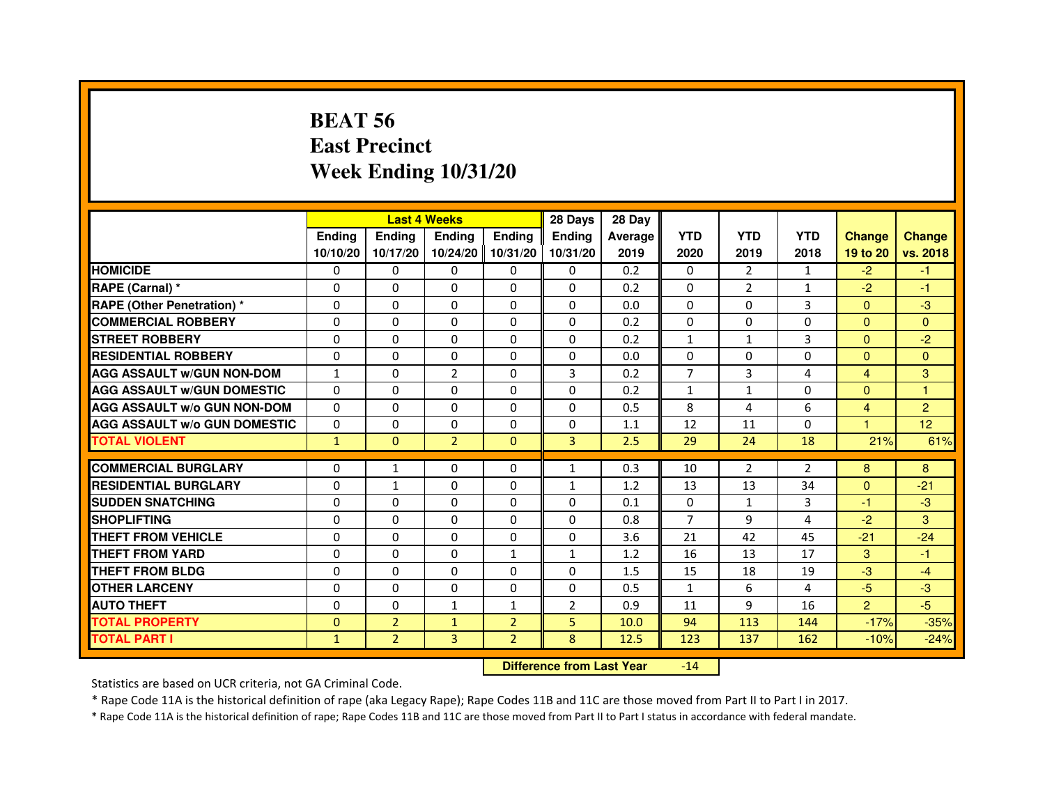# BEAT 56
# East Precinct
# Week Ending 10/31/20

| | Last 4 Weeks | | | | 28 Days | 28 Day | | | | | |
|---|---|---|---|---|---|---|---|---|---|---|---|
| | Ending 10/10/20 | Ending 10/17/20 | Ending 10/24/20 | Ending 10/31/20 | Ending 10/31/20 | Average 2019 | YTD 2020 | YTD 2019 | YTD 2018 | Change 19 to 20 | Change vs. 2018 |
| HOMICIDE | 0 | 0 | 0 | 0 | 0 | 0.2 | 0 | 2 | 1 | -2 | -1 |
| RAPE (Carnal) * | 0 | 0 | 0 | 0 | 0 | 0.2 | 0 | 2 | 1 | -2 | -1 |
| RAPE (Other Penetration) * | 0 | 0 | 0 | 0 | 0 | 0.0 | 0 | 0 | 3 | 0 | -3 |
| COMMERCIAL ROBBERY | 0 | 0 | 0 | 0 | 0 | 0.2 | 0 | 0 | 0 | 0 | 0 |
| STREET ROBBERY | 0 | 0 | 0 | 0 | 0 | 0.2 | 1 | 1 | 3 | 0 | -2 |
| RESIDENTIAL ROBBERY | 0 | 0 | 0 | 0 | 0 | 0.0 | 0 | 0 | 0 | 0 | 0 |
| AGG ASSAULT w/GUN NON-DOM | 1 | 0 | 2 | 0 | 3 | 0.2 | 7 | 3 | 4 | 4 | 3 |
| AGG ASSAULT w/GUN DOMESTIC | 0 | 0 | 0 | 0 | 0 | 0.2 | 1 | 1 | 0 | 0 | 1 |
| AGG ASSAULT w/o GUN NON-DOM | 0 | 0 | 0 | 0 | 0 | 0.5 | 8 | 4 | 6 | 4 | 2 |
| AGG ASSAULT w/o GUN DOMESTIC | 0 | 0 | 0 | 0 | 0 | 1.1 | 12 | 11 | 0 | 1 | 12 |
| TOTAL VIOLENT | 1 | 0 | 2 | 0 | 3 | 2.5 | 29 | 24 | 18 | 21% | 61% |
| COMMERCIAL BURGLARY | 0 | 1 | 0 | 0 | 1 | 0.3 | 10 | 2 | 2 | 8 | 8 |
| RESIDENTIAL BURGLARY | 0 | 1 | 0 | 0 | 1 | 1.2 | 13 | 13 | 34 | 0 | -21 |
| SUDDEN SNATCHING | 0 | 0 | 0 | 0 | 0 | 0.1 | 0 | 1 | 3 | -1 | -3 |
| SHOPLIFTING | 0 | 0 | 0 | 0 | 0 | 0.8 | 7 | 9 | 4 | -2 | 3 |
| THEFT FROM VEHICLE | 0 | 0 | 0 | 0 | 0 | 3.6 | 21 | 42 | 45 | -21 | -24 |
| THEFT FROM YARD | 0 | 0 | 0 | 1 | 1 | 1.2 | 16 | 13 | 17 | 3 | -1 |
| THEFT FROM BLDG | 0 | 0 | 0 | 0 | 0 | 1.5 | 15 | 18 | 19 | -3 | -4 |
| OTHER LARCENY | 0 | 0 | 0 | 0 | 0 | 0.5 | 1 | 6 | 4 | -5 | -3 |
| AUTO THEFT | 0 | 0 | 1 | 1 | 2 | 0.9 | 11 | 9 | 16 | 2 | -5 |
| TOTAL PROPERTY | 0 | 2 | 1 | 2 | 5 | 10.0 | 94 | 113 | 144 | -17% | -35% |
| TOTAL PART I | 1 | 2 | 3 | 2 | 8 | 12.5 | 123 | 137 | 162 | -10% | -24% |

**Difference from Last Year** -14

Statistics are based on UCR criteria, not GA Criminal Code.

* Rape Code 11A is the historical definition of rape (aka Legacy Rape); Rape Codes 11B and 11C are those moved from Part II to Part I in 2017.

* Rape Code 11A is the historical definition of rape; Rape Codes 11B and 11C are those moved from Part II to Part I status in accordance with federal mandate.